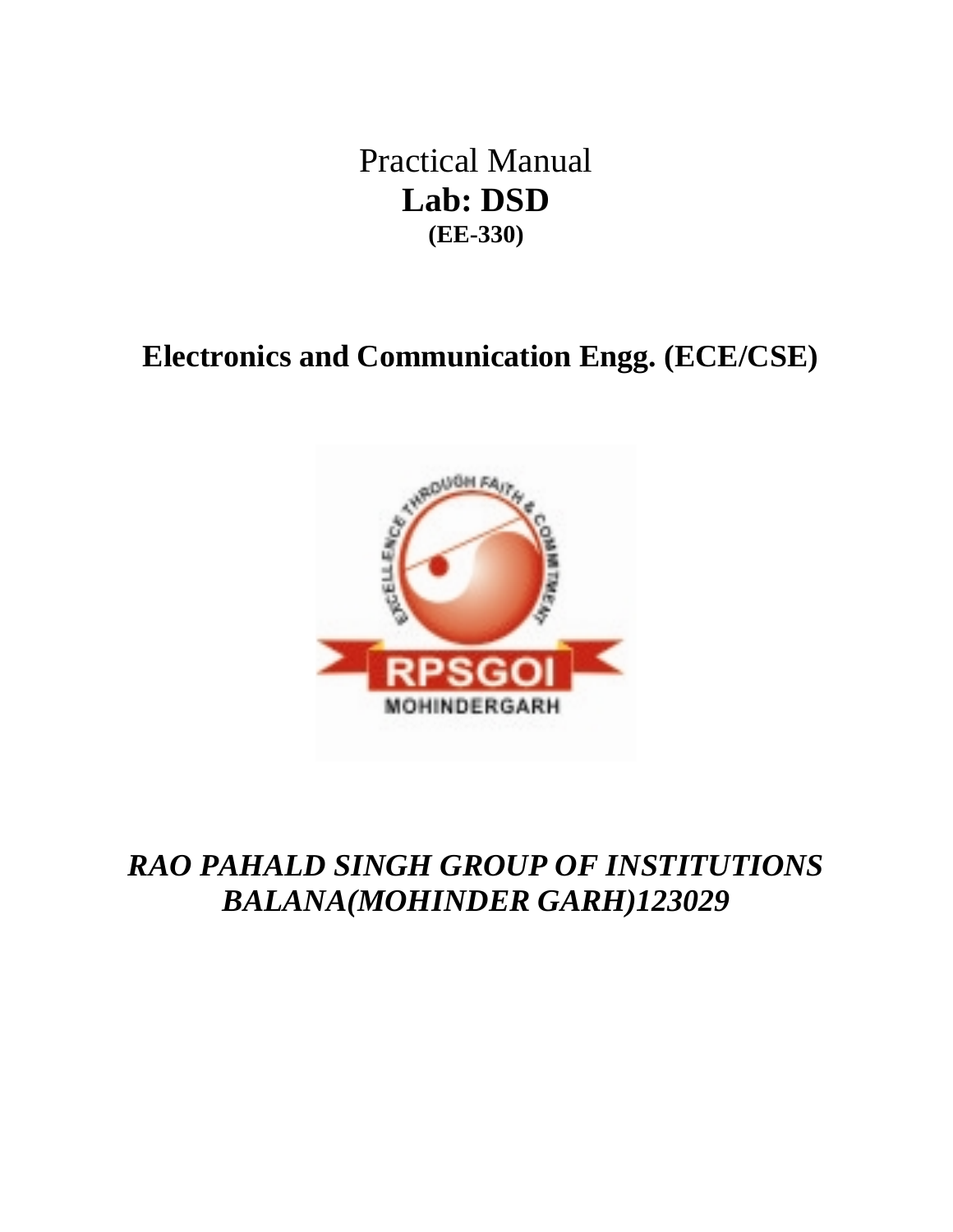# Practical Manual

## Lab: DSD

**(EE-330)**

## Electronics and Communication Engg. (ECE/CSE)

***RAO PAHALD SINGH GROUP OF INSTITUTIONS***

***BALANA(MOHINDER GARH)123029***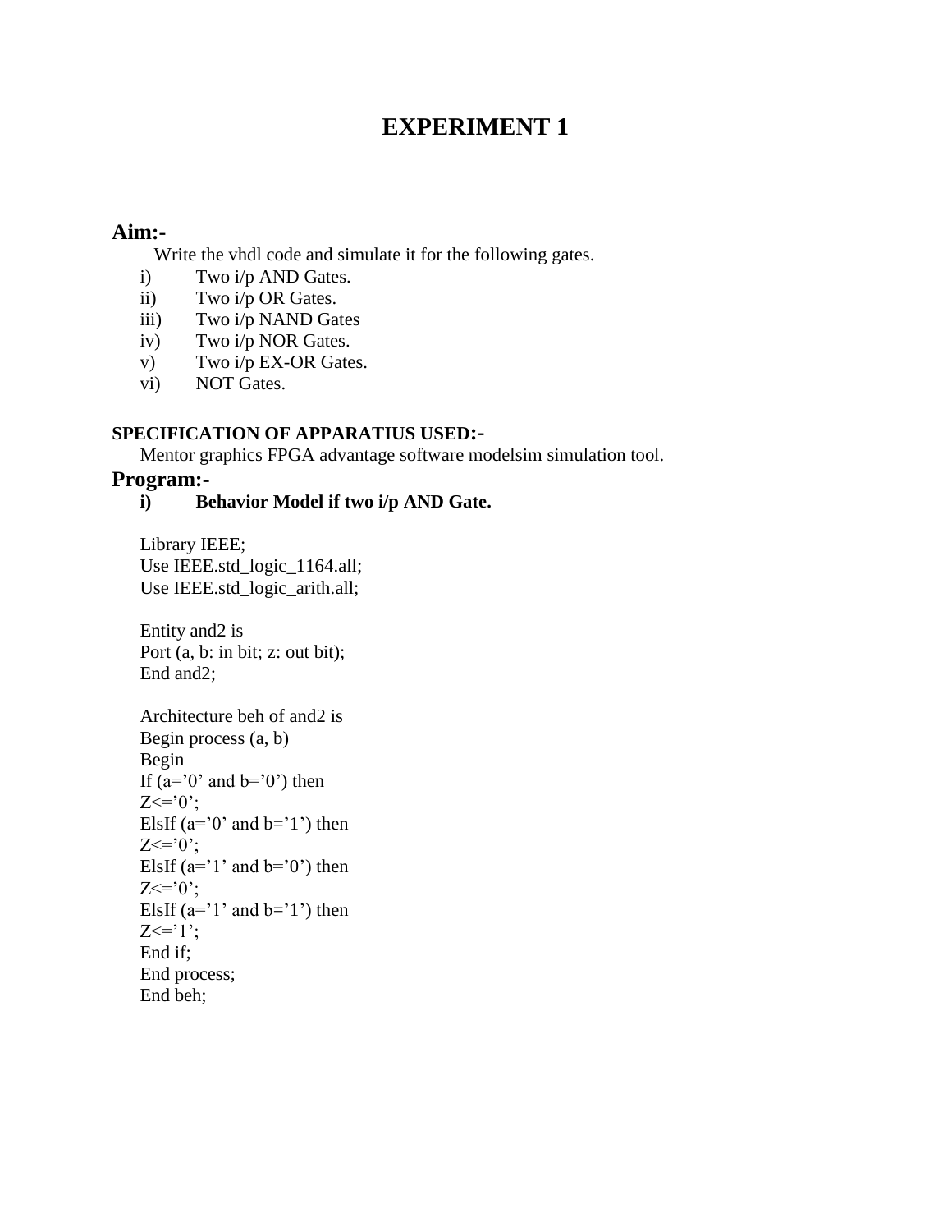# EXPERIMENT 1

## Aim:-

Write the vhdl code and simulate it for the following gates.

i) Two i/p AND Gates.
ii) Two i/p OR Gates.
iii) Two i/p NAND Gates
iv) Two i/p NOR Gates.
v) Two i/p EX-OR Gates.
vi) NOT Gates.

**SPECIFICATION OF APPARATIUS USED:-**

Mentor graphics FPGA advantage software modelsim simulation tool.

## Program:-

**i) Behavior Model if two i/p AND Gate.**

```
Library IEEE;
Use IEEE.std_logic_1164.all;
Use IEEE.std_logic_arith.all;

Entity and2 is
Port (a, b: in bit; z: out bit);
End and2;

Architecture beh of and2 is
Begin process (a, b)
Begin
If (a='0' and b='0') then
Z<='0';
ElsIf (a='0' and b='1') then
Z<='0';
ElsIf (a='1' and b='0') then
Z<='0';
ElsIf (a='1' and b='1') then
Z<='1';
End if;
End process;
End beh;
```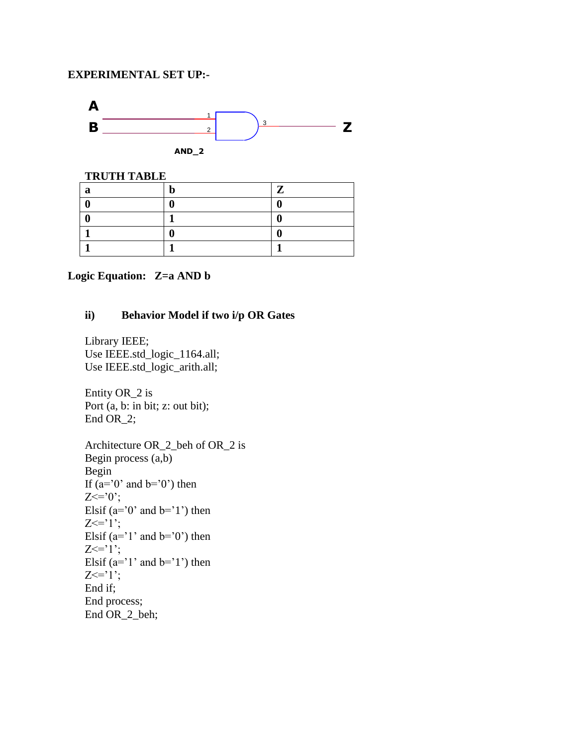**EXPERIMENTAL SET UP:-**

A

B — 1, 2 — AND_2 — 3 — Z

**TRUTH TABLE**

| a | b | Z |
|---|---|---|
| **0** | **0** | **0** |
| **0** | **1** | **0** |
| **1** | **0** | **0** |
| **1** | **1** | **1** |

**Logic Equation: Z=a AND b**

**ii) Behavior Model if two i/p OR Gates**

```
Library IEEE;
Use IEEE.std_logic_1164.all;
Use IEEE.std_logic_arith.all;

Entity OR_2 is
Port (a, b: in bit; z: out bit);
End OR_2;

Architecture OR_2_beh of OR_2 is
Begin process (a,b)
Begin
If (a='0' and b='0') then
Z<='0';
Elsif (a='0' and b='1') then
Z<='1';
Elsif (a='1' and b='0') then
Z<='1';
Elsif (a='1' and b='1') then
Z<='1';
End if;
End process;
End OR_2_beh;
```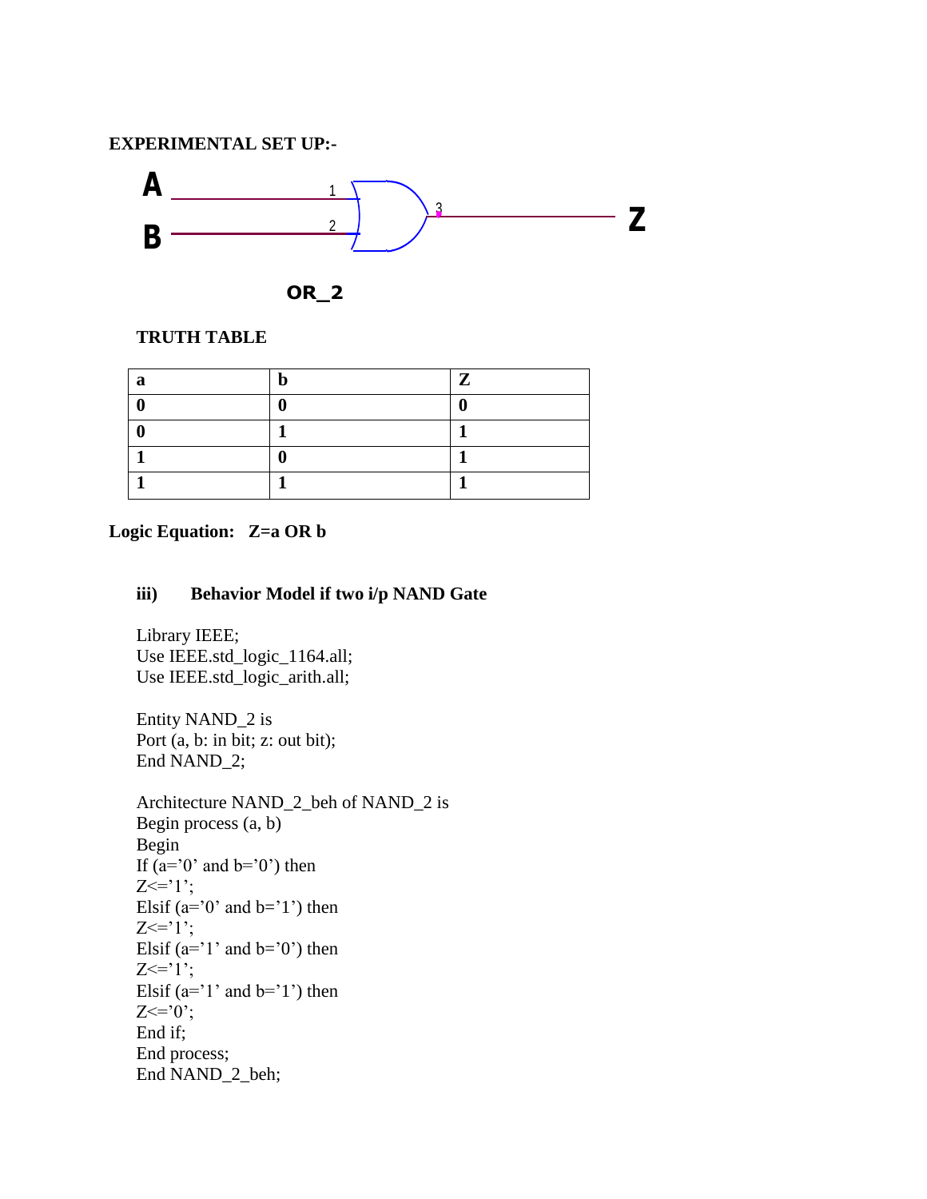**EXPERIMENTAL SET UP:-**

A

B

1

2

3

Z

**OR_2**

**TRUTH TABLE**

| a | b | Z |
|---|---|---|
| 0 | 0 | 0 |
| 0 | 1 | 1 |
| 1 | 0 | 1 |
| 1 | 1 | 1 |

**Logic Equation: Z=a OR b**

**iii) Behavior Model if two i/p NAND Gate**

```
Library IEEE;
Use IEEE.std_logic_1164.all;
Use IEEE.std_logic_arith.all;

Entity NAND_2 is
Port (a, b: in bit; z: out bit);
End NAND_2;

Architecture NAND_2_beh of NAND_2 is
Begin process (a, b)
Begin
If (a='0' and b='0') then
Z<='1';
Elsif (a='0' and b='1') then
Z<='1';
Elsif (a='1' and b='0') then
Z<='1';
Elsif (a='1' and b='1') then
Z<='0';
End if;
End process;
End NAND_2_beh;
```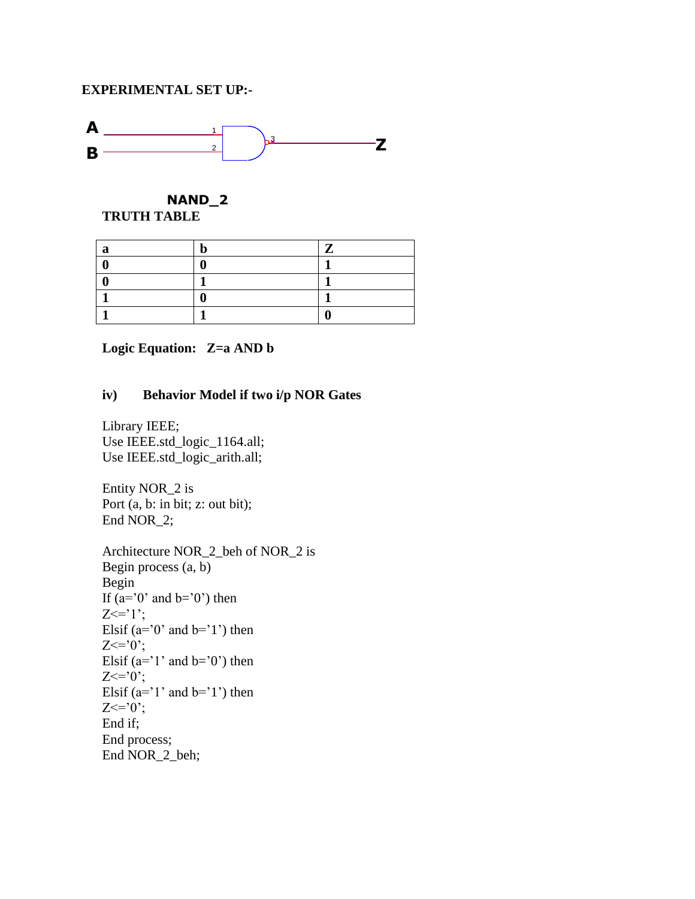**EXPERIMENTAL SET UP:-**

A
B
1
2
3
Z

**NAND_2**

**TRUTH TABLE**

| a | b | Z |
|---|---|---|
| 0 | 0 | 1 |
| 0 | 1 | 1 |
| 1 | 0 | 1 |
| 1 | 1 | 0 |

**Logic Equation: Z=a AND b**

**iv) Behavior Model if two i/p NOR Gates**

```
Library IEEE;
Use IEEE.std_logic_1164.all;
Use IEEE.std_logic_arith.all;

Entity NOR_2 is
Port (a, b: in bit; z: out bit);
End NOR_2;

Architecture NOR_2_beh of NOR_2 is
Begin process (a, b)
Begin
If (a=’0’ and b=’0’) then
Z<=’1’;
Elsif (a=’0’ and b=’1’) then
Z<=’0’;
Elsif (a=’1’ and b=’0’) then
Z<=’0’;
Elsif (a=’1’ and b=’1’) then
Z<=’0’;
End if;
End process;
End NOR_2_beh;
```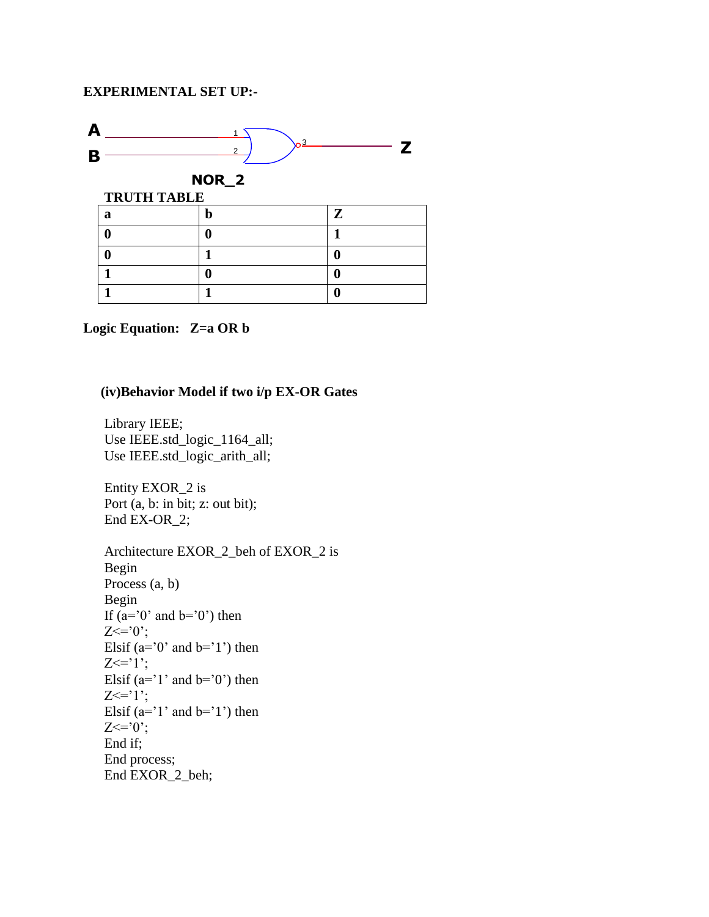**EXPERIMENTAL SET UP:-**

A
B
Z

**NOR_2**

**TRUTH TABLE**

| a | b | Z |
|---|---|---|
| 0 | 0 | 1 |
| 0 | 1 | 0 |
| 1 | 0 | 0 |
| 1 | 1 | 0 |

**Logic Equation: Z=a OR b**

**(iv)Behavior Model if two i/p EX-OR Gates**

```
Library IEEE;
Use IEEE.std_logic_1164_all;
Use IEEE.std_logic_arith_all;

Entity EXOR_2 is
Port (a, b: in bit; z: out bit);
End EX-OR_2;

Architecture EXOR_2_beh of EXOR_2 is
Begin
Process (a, b)
Begin
If (a='0' and b='0') then
Z<='0';
Elsif (a='0' and b='1') then
Z<='1';
Elsif (a='1' and b='0') then
Z<='1';
Elsif (a='1' and b='1') then
Z<='0';
End if;
End process;
End EXOR_2_beh;
```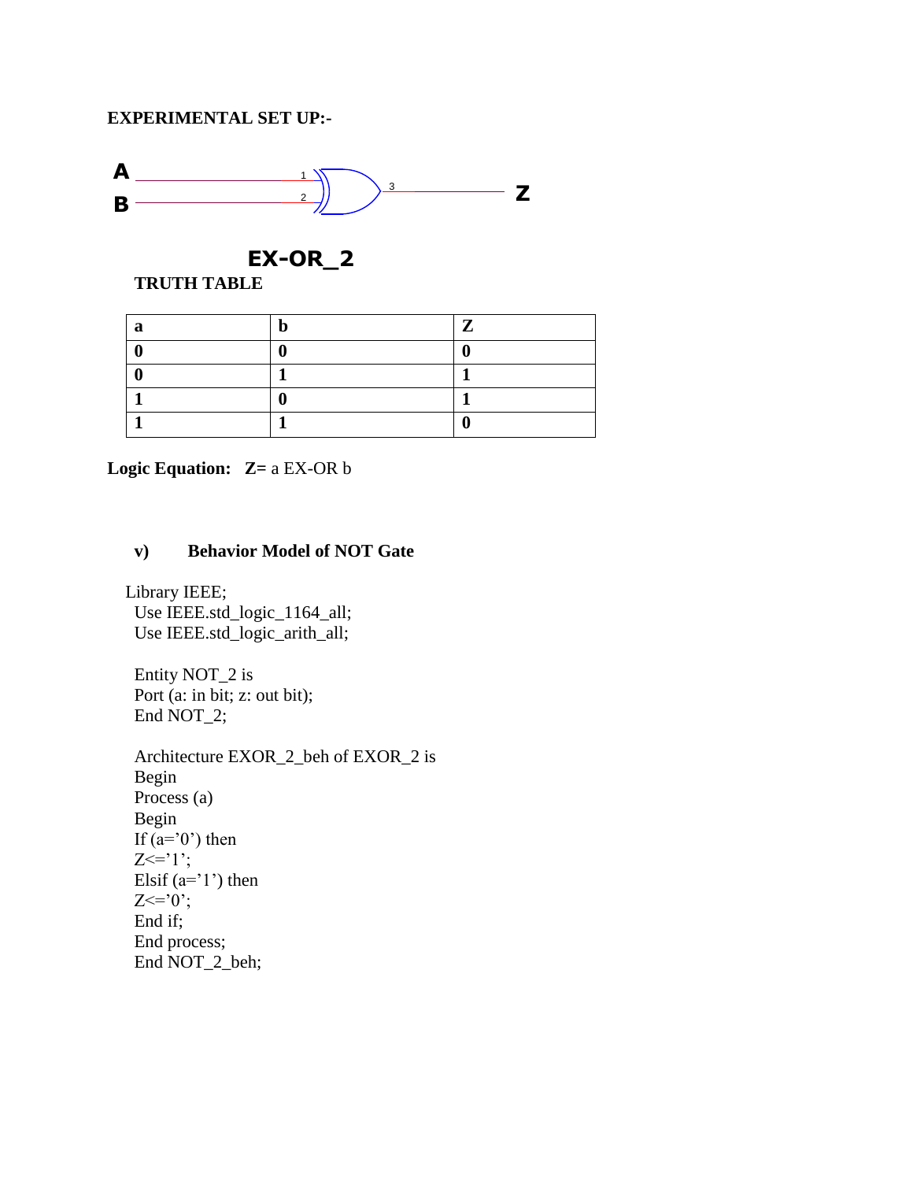**EXPERIMENTAL SET UP:-**

A, B → Z

**EX-OR_2**

**TRUTH TABLE**

| a | b | Z |
|---|---|---|
| 0 | 0 | 0 |
| 0 | 1 | 1 |
| 1 | 0 | 1 |
| 1 | 1 | 0 |

**Logic Equation:** **Z=** a EX-OR b

**v) Behavior Model of NOT Gate**

```
Library IEEE;
Use IEEE.std_logic_1164_all;
Use IEEE.std_logic_arith_all;

Entity NOT_2 is
Port (a: in bit; z: out bit);
End NOT_2;

Architecture EXOR_2_beh of EXOR_2 is
Begin
Process (a)
Begin
If (a='0') then
Z<='1';
Elsif (a='1') then
Z<='0';
End if;
End process;
End NOT_2_beh;
```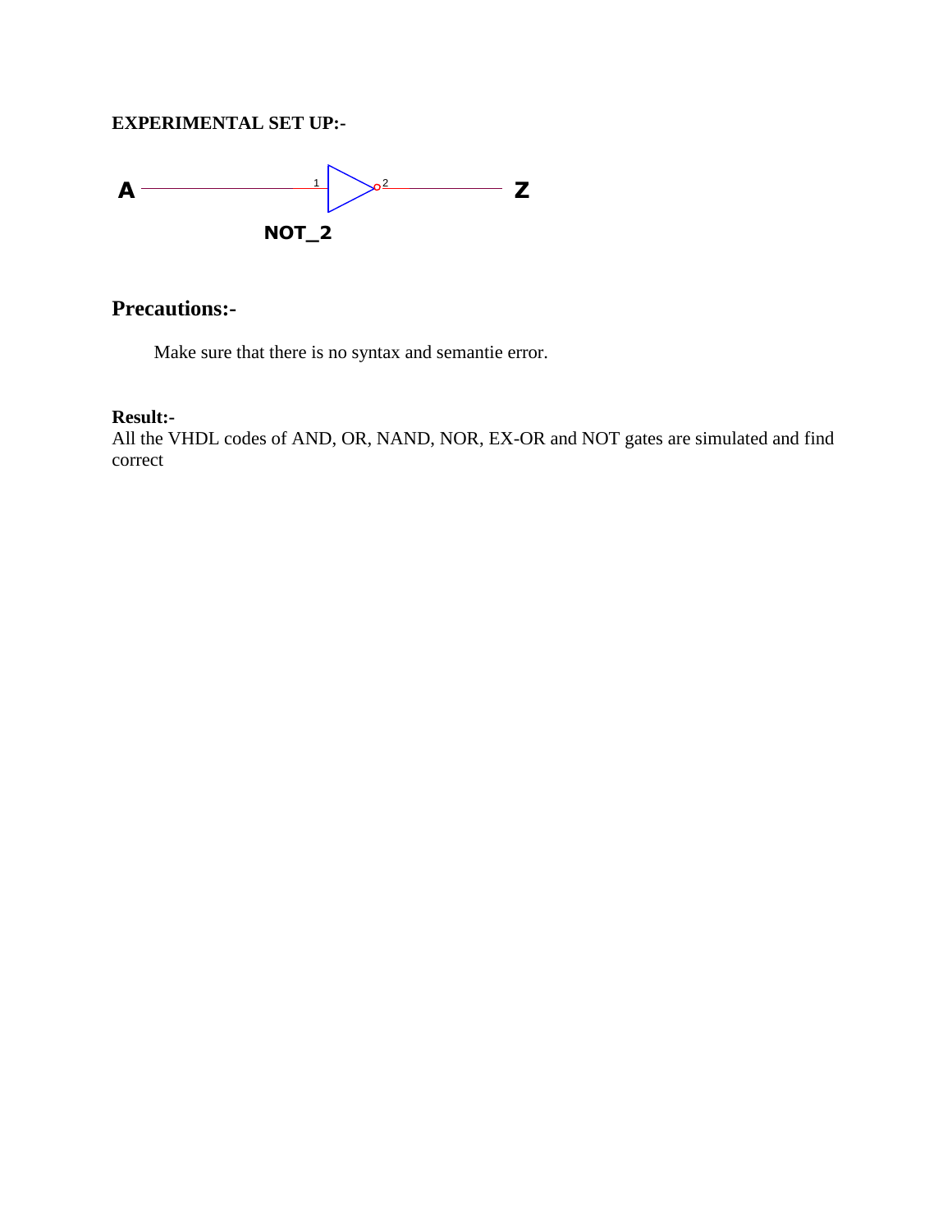**EXPERIMENTAL SET UP:-**

A 1 2 Z

NOT_2

## Precautions:-

Make sure that there is no syntax and semantie error.

**Result:-**
All the VHDL codes of AND, OR, NAND, NOR, EX-OR and NOT gates are simulated and find correct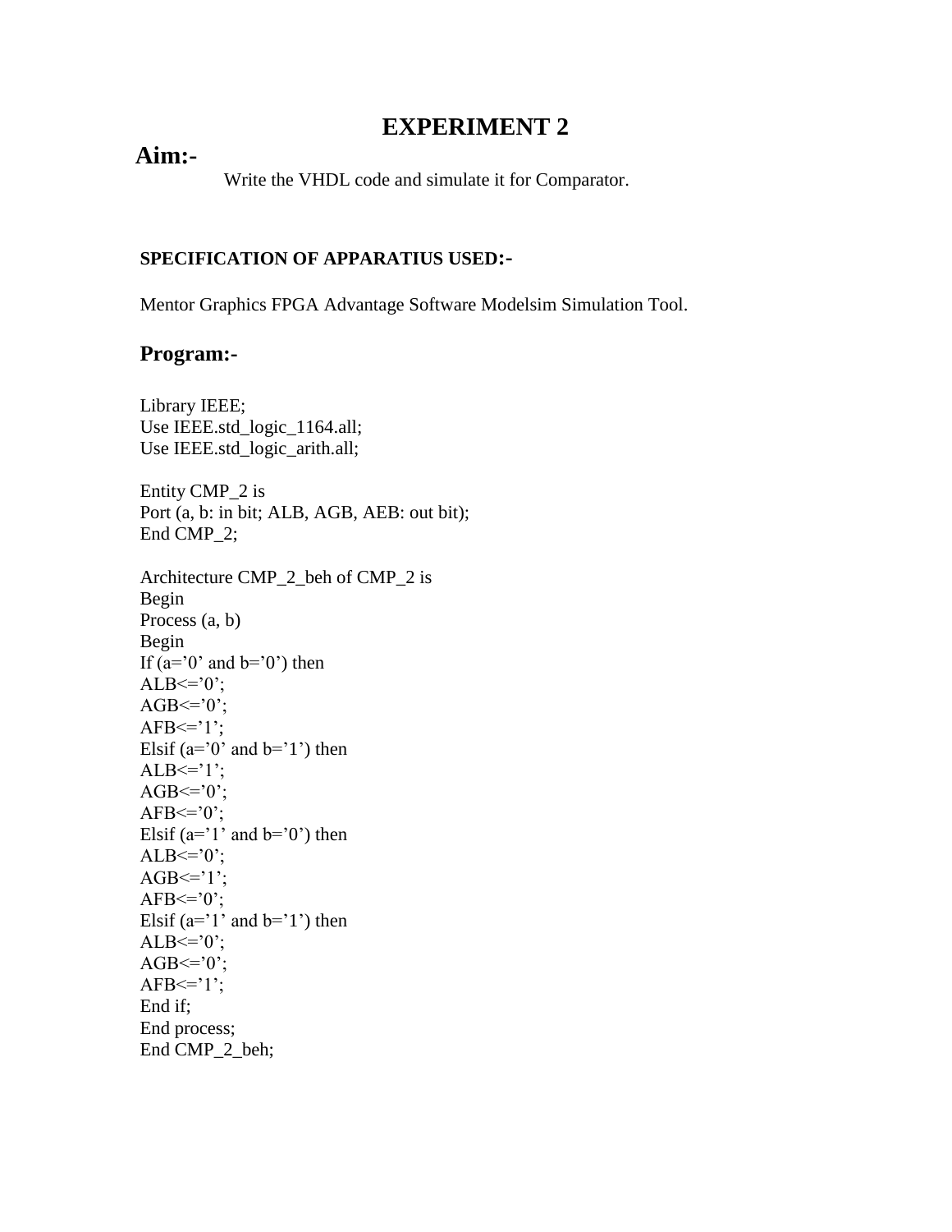# EXPERIMENT 2

## Aim:-

Write the VHDL code and simulate it for Comparator.

**SPECIFICATION OF APPARATIUS USED:-**

Mentor Graphics FPGA Advantage Software Modelsim Simulation Tool.

## Program:-

```
Library IEEE;
Use IEEE.std_logic_1164.all;
Use IEEE.std_logic_arith.all;

Entity CMP_2 is
Port (a, b: in bit; ALB, AGB, AEB: out bit);
End CMP_2;

Architecture CMP_2_beh of CMP_2 is
Begin
Process (a, b)
Begin
If (a='0' and b='0') then
ALB<='0';
AGB<='0';
AFB<='1';
Elsif (a='0' and b='1') then
ALB<='1';
AGB<='0';
AFB<='0';
Elsif (a='1' and b='0') then
ALB<='0';
AGB<='1';
AFB<='0';
Elsif (a='1' and b='1') then
ALB<='0';
AGB<='0';
AFB<='1';
End if;
End process;
End CMP_2_beh;
```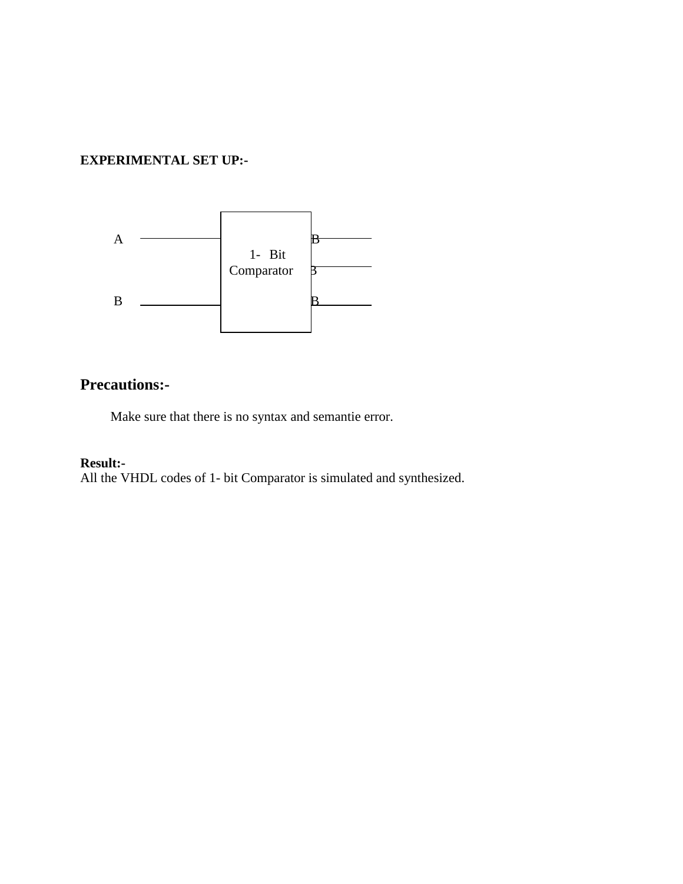**EXPERIMENTAL SET UP:-**

A

B

1- Bit Comparator

B

B

B

## Precautions:-

Make sure that there is no syntax and semantie error.

**Result:-**
All the VHDL codes of 1- bit Comparator is simulated and synthesized.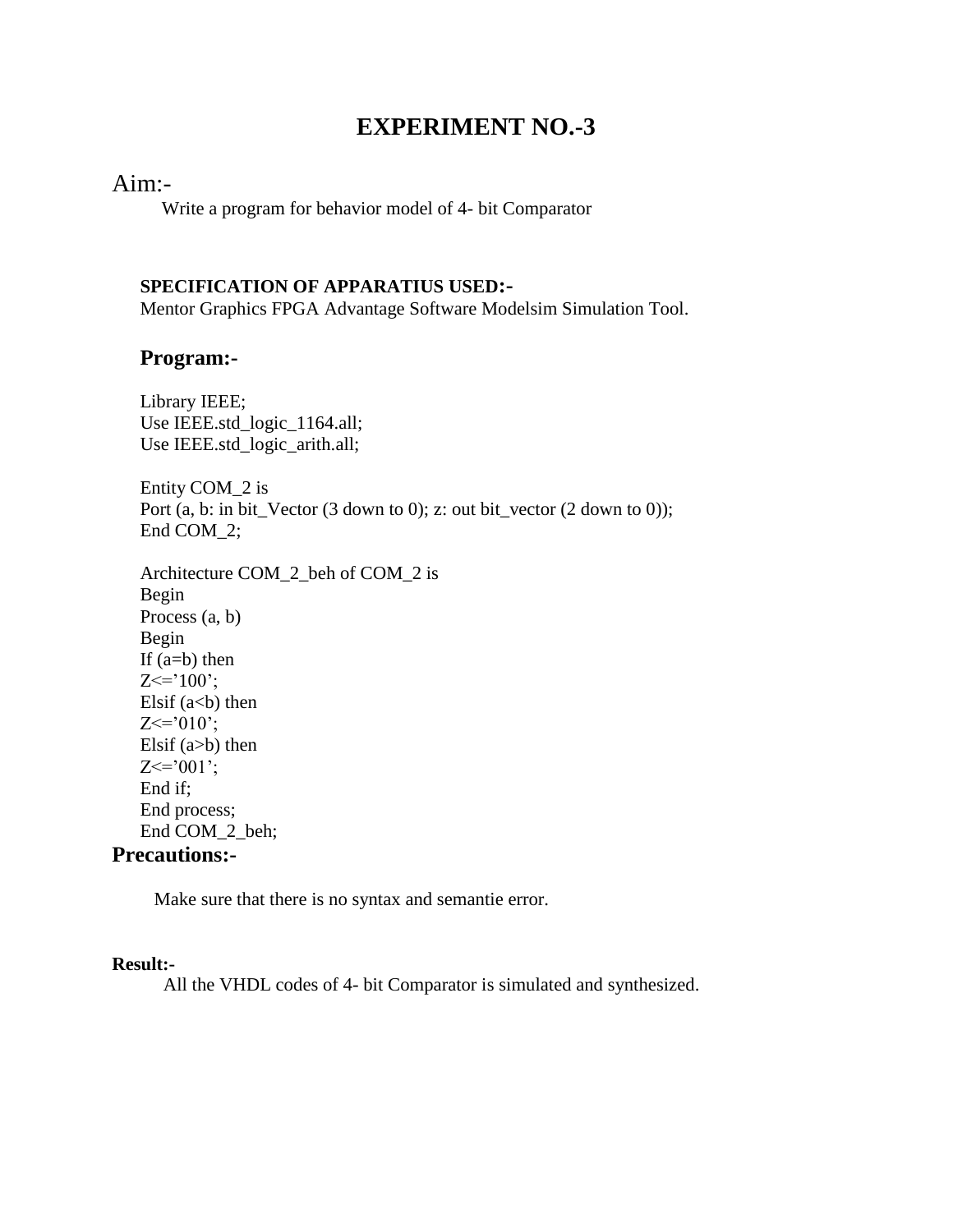# EXPERIMENT NO.-3

## Aim:-

Write a program for behavior model of 4- bit Comparator

**SPECIFICATION OF APPARATIUS USED:-**

Mentor Graphics FPGA Advantage Software Modelsim Simulation Tool.

### Program:-

```
Library IEEE;
Use IEEE.std_logic_1164.all;
Use IEEE.std_logic_arith.all;

Entity COM_2 is
Port (a, b: in bit_Vector (3 down to 0); z: out bit_vector (2 down to 0));
End COM_2;

Architecture COM_2_beh of COM_2 is
Begin
Process (a, b)
Begin
If (a=b) then
Z<='100';
Elsif (a<b) then
Z<='010';
Elsif (a>b) then
Z<='001';
End if;
End process;
End COM_2_beh;
```

### Precautions:-

Make sure that there is no syntax and semantie error.

**Result:-**

All the VHDL codes of 4- bit Comparator is simulated and synthesized.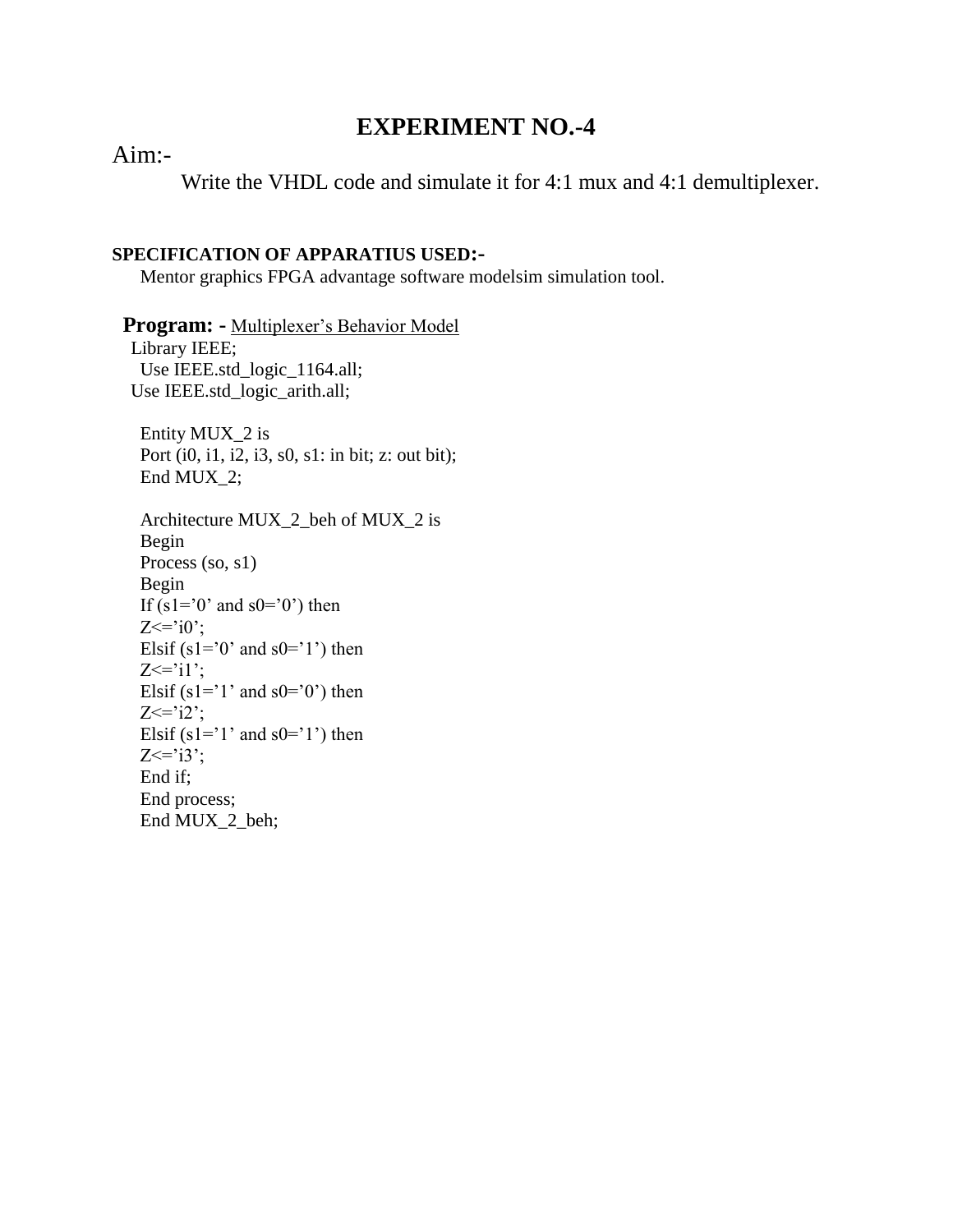# EXPERIMENT NO.-4

## Aim:-

Write the VHDL code and simulate it for 4:1 mux and 4:1 demultiplexer.

**SPECIFICATION OF APPARATIUS USED:-**

Mentor graphics FPGA advantage software modelsim simulation tool.

**Program: -** Multiplexer's Behavior Model

```
Library IEEE;
Use IEEE.std_logic_1164.all;
Use IEEE.std_logic_arith.all;

Entity MUX_2 is
Port (i0, i1, i2, i3, s0, s1: in bit; z: out bit);
End MUX_2;

Architecture MUX_2_beh of MUX_2 is
Begin
Process (so, s1)
Begin
If (s1='0' and s0='0') then
Z<='i0';
Elsif (s1='0' and s0='1') then
Z<='i1';
Elsif (s1='1' and s0='0') then
Z<='i2';
Elsif (s1='1' and s0='1') then
Z<='i3';
End if;
End process;
End MUX_2_beh;
```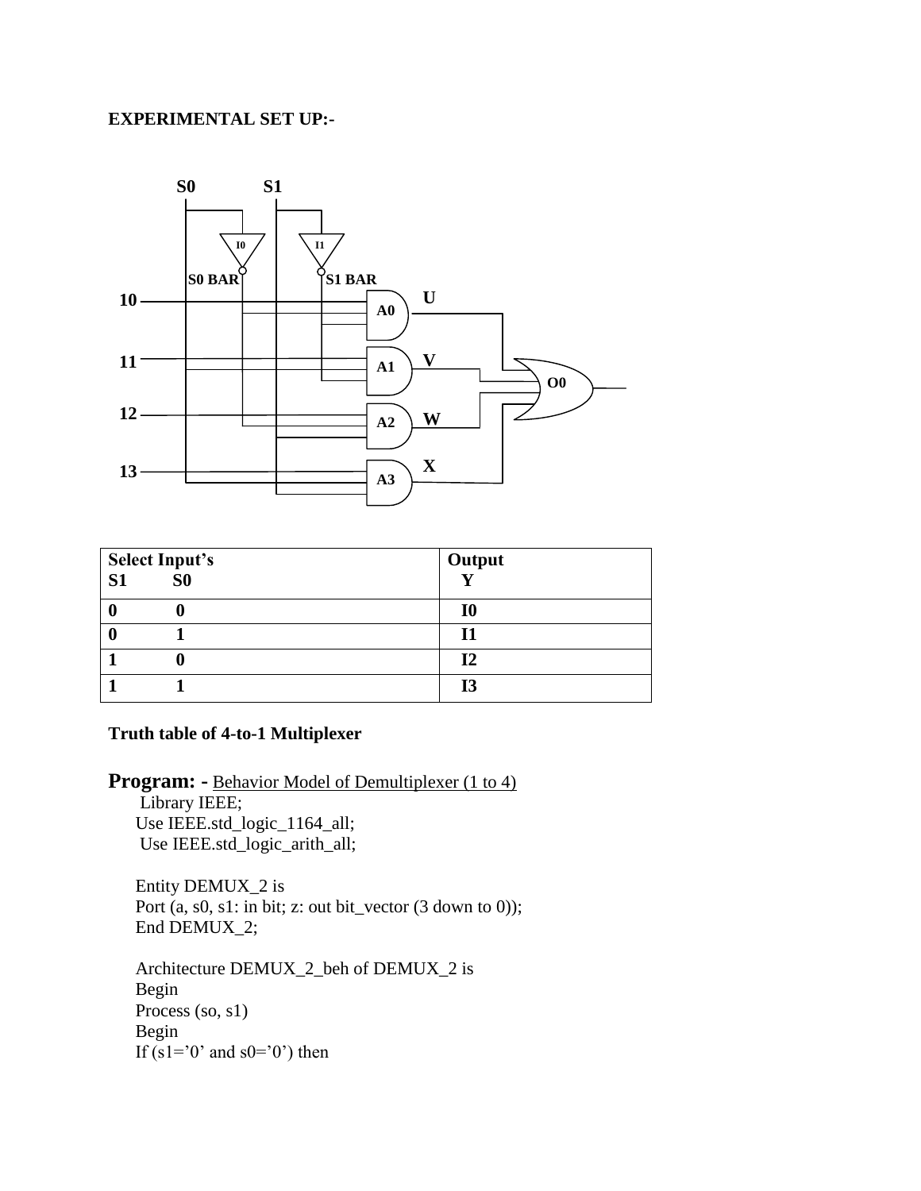**EXPERIMENTAL SET UP:-**

| Select Input's S1 | S0 | Output Y |
|---|---|---|
| 0 | 0 | I0 |
| 0 | 1 | I1 |
| 1 | 0 | I2 |
| 1 | 1 | I3 |

**Truth table of 4-to-1 Multiplexer**

**Program: -** Behavior Model of Demultiplexer (1 to 4)

```
 Library IEEE;
Use IEEE.std_logic_1164_all;
 Use IEEE.std_logic_arith_all;

Entity DEMUX_2 is
Port (a, s0, s1: in bit; z: out bit_vector (3 down to 0));
End DEMUX_2;

Architecture DEMUX_2_beh of DEMUX_2 is
Begin
Process (so, s1)
Begin
If (s1='0' and s0='0') then
```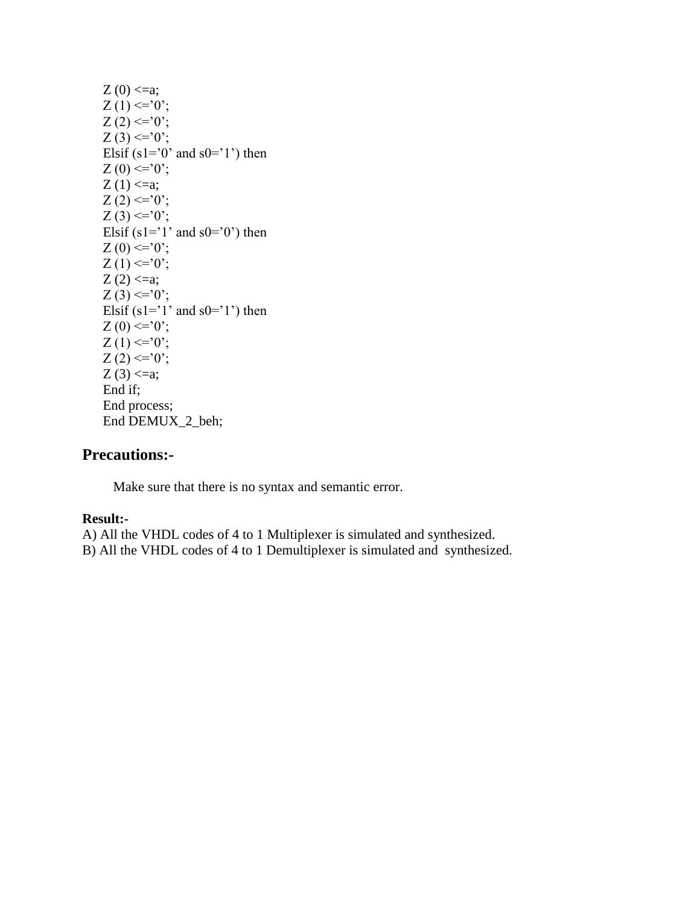```
Z (0) <=a;
Z (1) <=’0’;
Z (2) <=’0’;
Z (3) <=’0’;
Elsif (s1=’0’ and s0=’1’) then
Z (0) <=’0’;
Z (1) <=a;
Z (2) <=’0’;
Z (3) <=’0’;
Elsif (s1=’1’ and s0=’0’) then
Z (0) <=’0’;
Z (1) <=’0’;
Z (2) <=a;
Z (3) <=’0’;
Elsif (s1=’1’ and s0=’1’) then
Z (0) <=’0’;
Z (1) <=’0’;
Z (2) <=’0’;
Z (3) <=a;
End if;
End process;
End DEMUX_2_beh;
```

## Precautions:-

Make sure that there is no syntax and semantic error.

**Result:-**

A) All the VHDL codes of 4 to 1 Multiplexer is simulated and synthesized.
B) All the VHDL codes of 4 to 1 Demultiplexer is simulated and synthesized.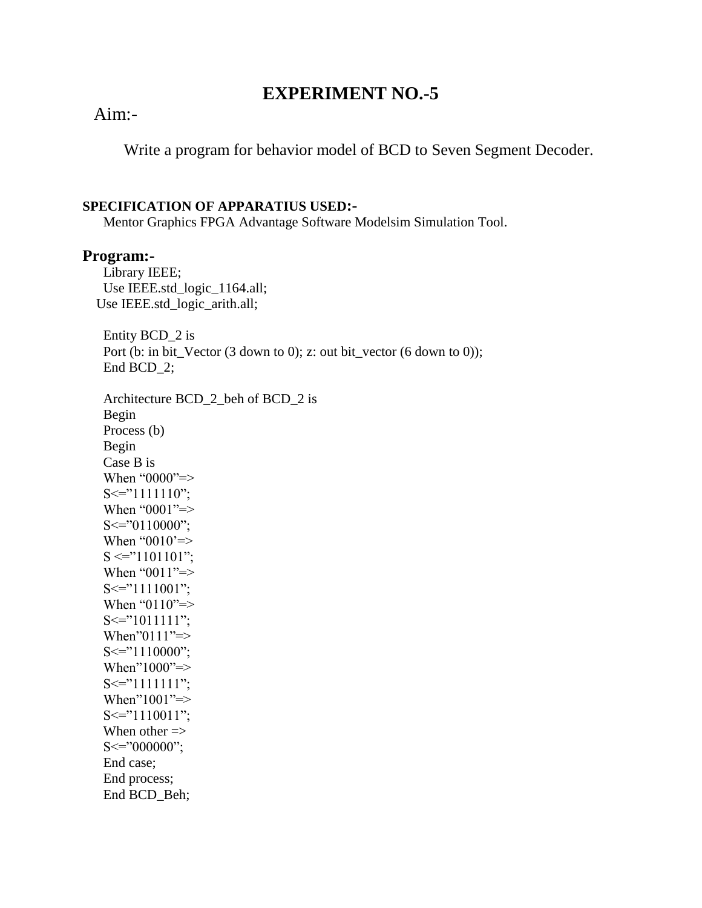# EXPERIMENT NO.-5

Aim:-

Write a program for behavior model of BCD to Seven Segment Decoder.

**SPECIFICATION OF APPARATIUS USED:-**

Mentor Graphics FPGA Advantage Software Modelsim Simulation Tool.

## Program:-

```
Library IEEE;
Use IEEE.std_logic_1164.all;
Use IEEE.std_logic_arith.all;

Entity BCD_2 is
Port (b: in bit_Vector (3 down to 0); z: out bit_vector (6 down to 0));
End BCD_2;

Architecture BCD_2_beh of BCD_2 is
Begin
Process (b)
Begin
Case B is
When “0000”=>
S<=”1111110”;
When “0001”=>
S<=”0110000”;
When “0010’=>
S <=”1101101”;
When “0011”=>
S<=”1111001”;
When “0110”=>
S<=”1011111”;
When”0111”=>
S<=”1110000”;
When”1000”=>
S<=”1111111”;
When”1001”=>
S<=”1110011”;
When other =>
S<=”000000”;
End case;
End process;
End BCD_Beh;
```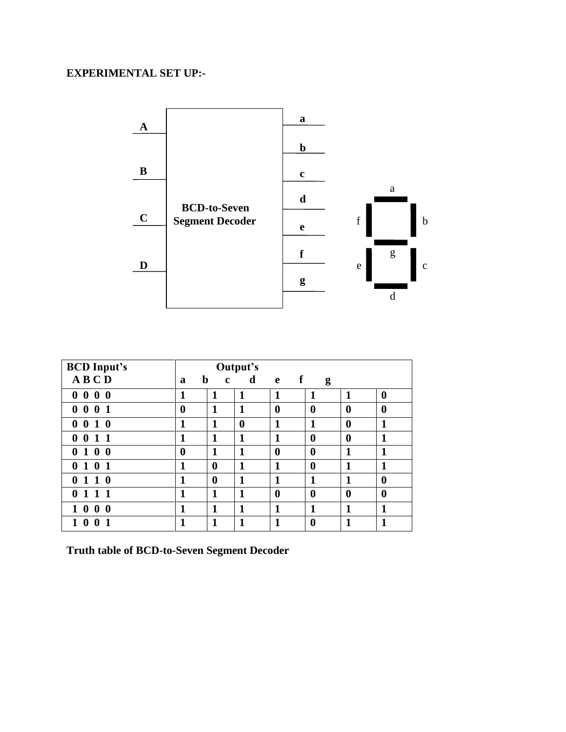**EXPERIMENTAL SET UP:-**

| BCD Input's<br>A B C D | Output's<br>a | b | c | d | e | f | g |
|---|---|---|---|---|---|---|---|
| 0 0 0 0 | 1 | 1 | 1 | 1 | 1 | 1 | 0 |
| 0 0 0 1 | 0 | 1 | 1 | 0 | 0 | 0 | 0 |
| 0 0 1 0 | 1 | 1 | 0 | 1 | 1 | 0 | 1 |
| 0 0 1 1 | 1 | 1 | 1 | 1 | 0 | 0 | 1 |
| 0 1 0 0 | 0 | 1 | 1 | 0 | 0 | 1 | 1 |
| 0 1 0 1 | 1 | 0 | 1 | 1 | 0 | 1 | 1 |
| 0 1 1 0 | 1 | 0 | 1 | 1 | 1 | 1 | 0 |
| 0 1 1 1 | 1 | 1 | 1 | 0 | 0 | 0 | 0 |
| 1 0 0 0 | 1 | 1 | 1 | 1 | 1 | 1 | 1 |
| 1 0 0 1 | 1 | 1 | 1 | 1 | 0 | 1 | 1 |

**Truth table of BCD-to-Seven Segment Decoder**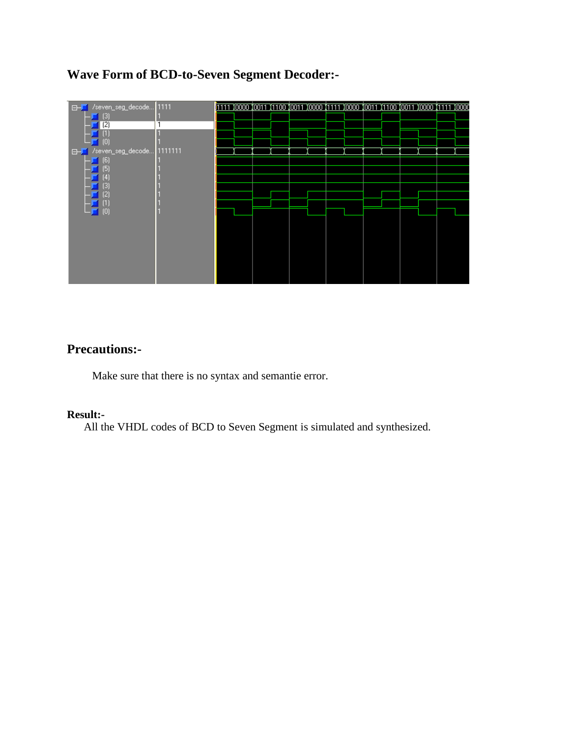## Wave Form of BCD-to-Seven Segment Decoder:-

## Precautions:-

Make sure that there is no syntax and semantie error.

**Result:-**

All the VHDL codes of BCD to Seven Segment is simulated and synthesized.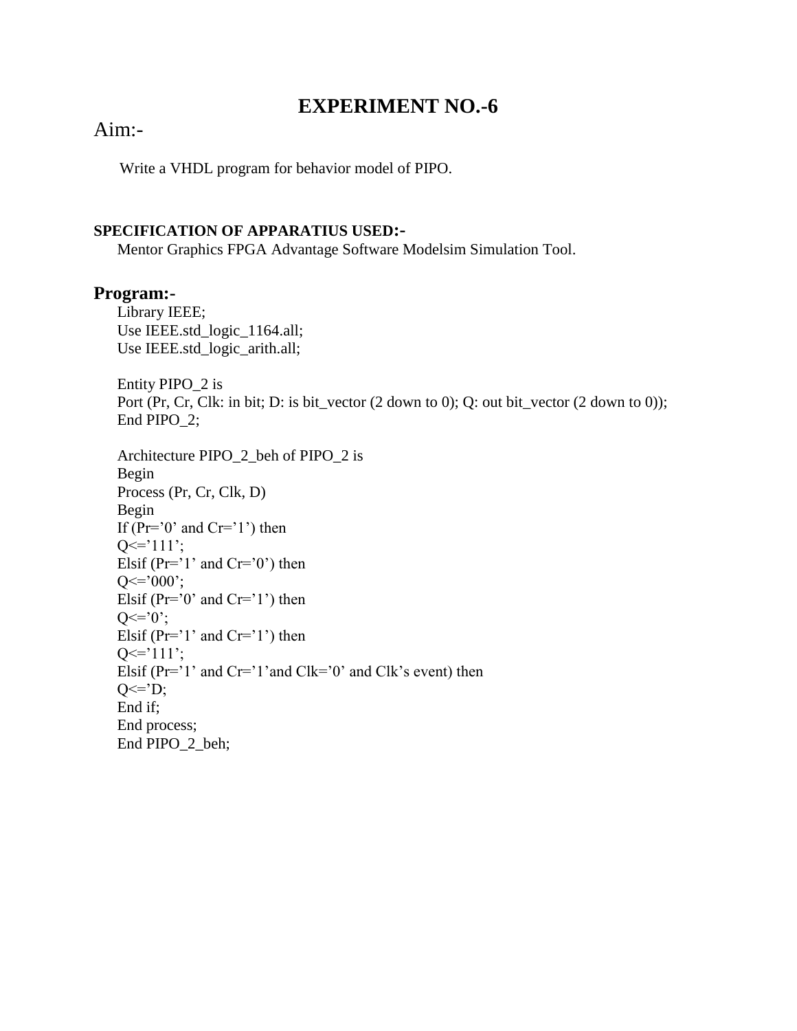# EXPERIMENT NO.-6

## Aim:-

Write a VHDL program for behavior model of PIPO.

**SPECIFICATION OF APPARATIUS USED:-**

Mentor Graphics FPGA Advantage Software Modelsim Simulation Tool.

## Program:-

```
Library IEEE;
Use IEEE.std_logic_1164.all;
Use IEEE.std_logic_arith.all;

Entity PIPO_2 is
Port (Pr, Cr, Clk: in bit; D: is bit_vector (2 down to 0); Q: out bit_vector (2 down to 0));
End PIPO_2;

Architecture PIPO_2_beh of PIPO_2 is
Begin
Process (Pr, Cr, Clk, D)
Begin
If (Pr='0' and Cr='1') then
Q<='111';
Elsif (Pr='1' and Cr='0') then
Q<='000';
Elsif (Pr='0' and Cr='1') then
Q<='0';
Elsif (Pr='1' and Cr='1') then
Q<='111';
Elsif (Pr='1' and Cr='1'and Clk='0' and Clk's event) then
Q<='D;
End if;
End process;
End PIPO_2_beh;
```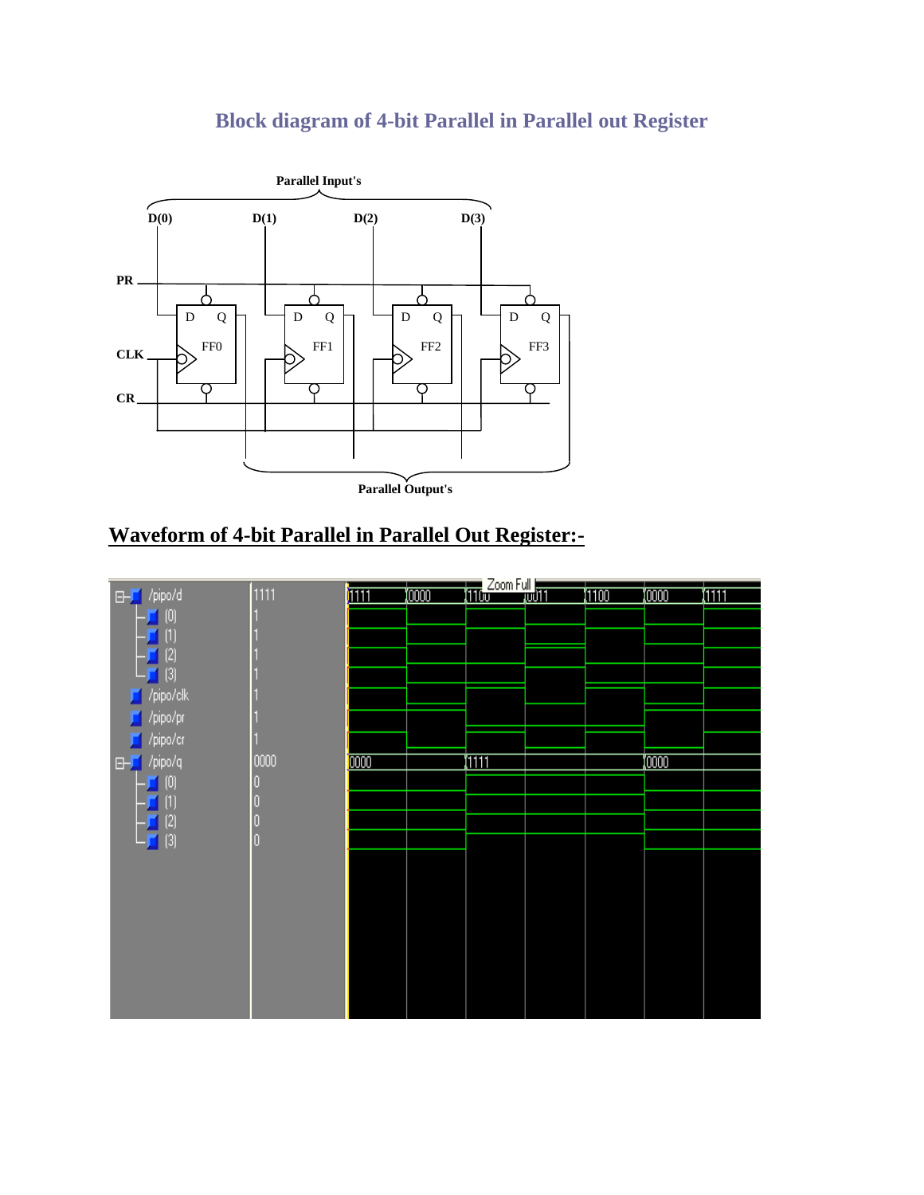## Block diagram of 4-bit Parallel in Parallel out Register

Parallel Input's

D(0) D(1) D(2) D(3)

PR

CLK

CR

FF0 FF1 FF2 FF3

Parallel Output's

## Waveform of 4-bit Parallel in Parallel Out Register:-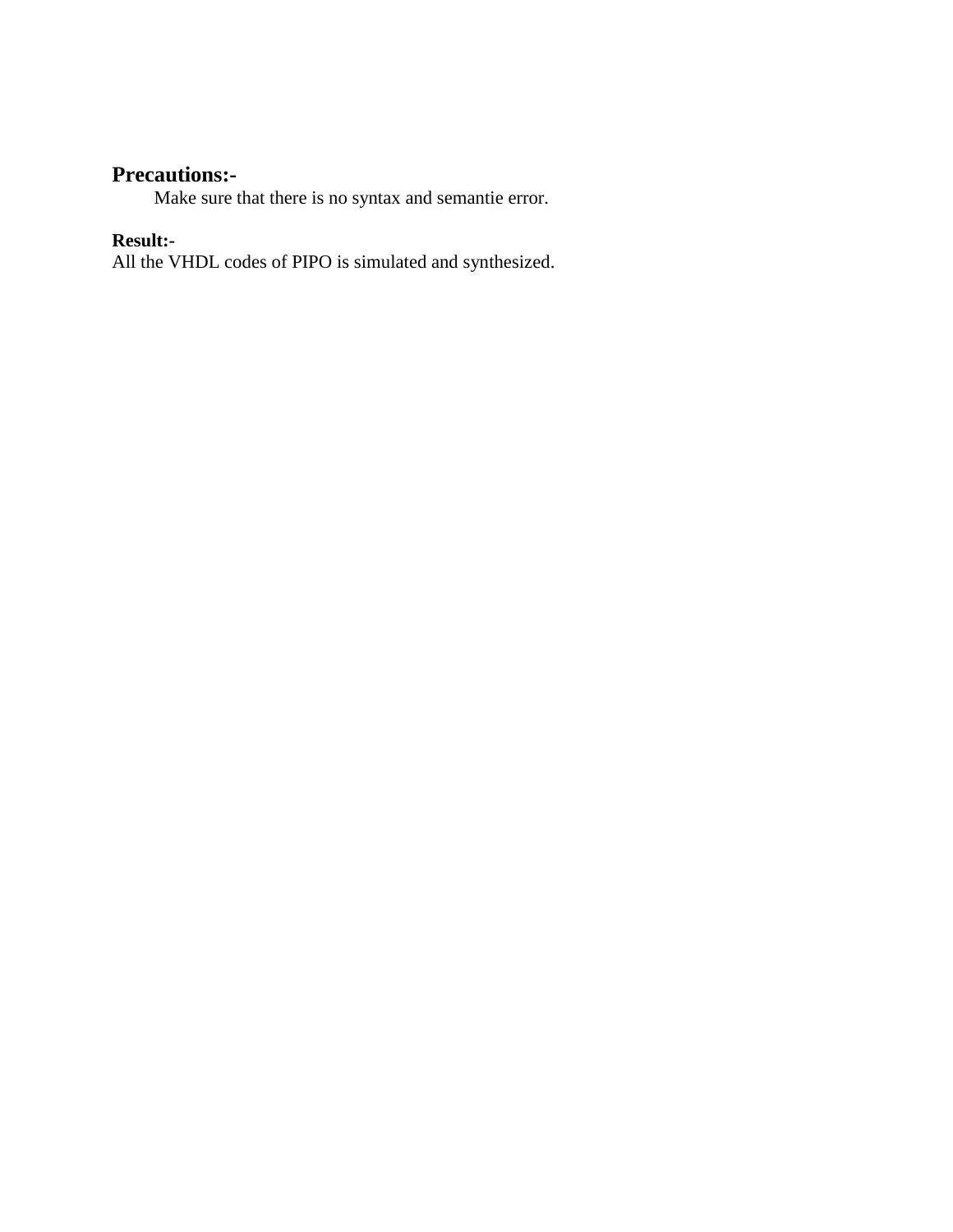## Precautions:-

Make sure that there is no syntax and semantie error.

**Result:-**

All the VHDL codes of PIPO is simulated and synthesized.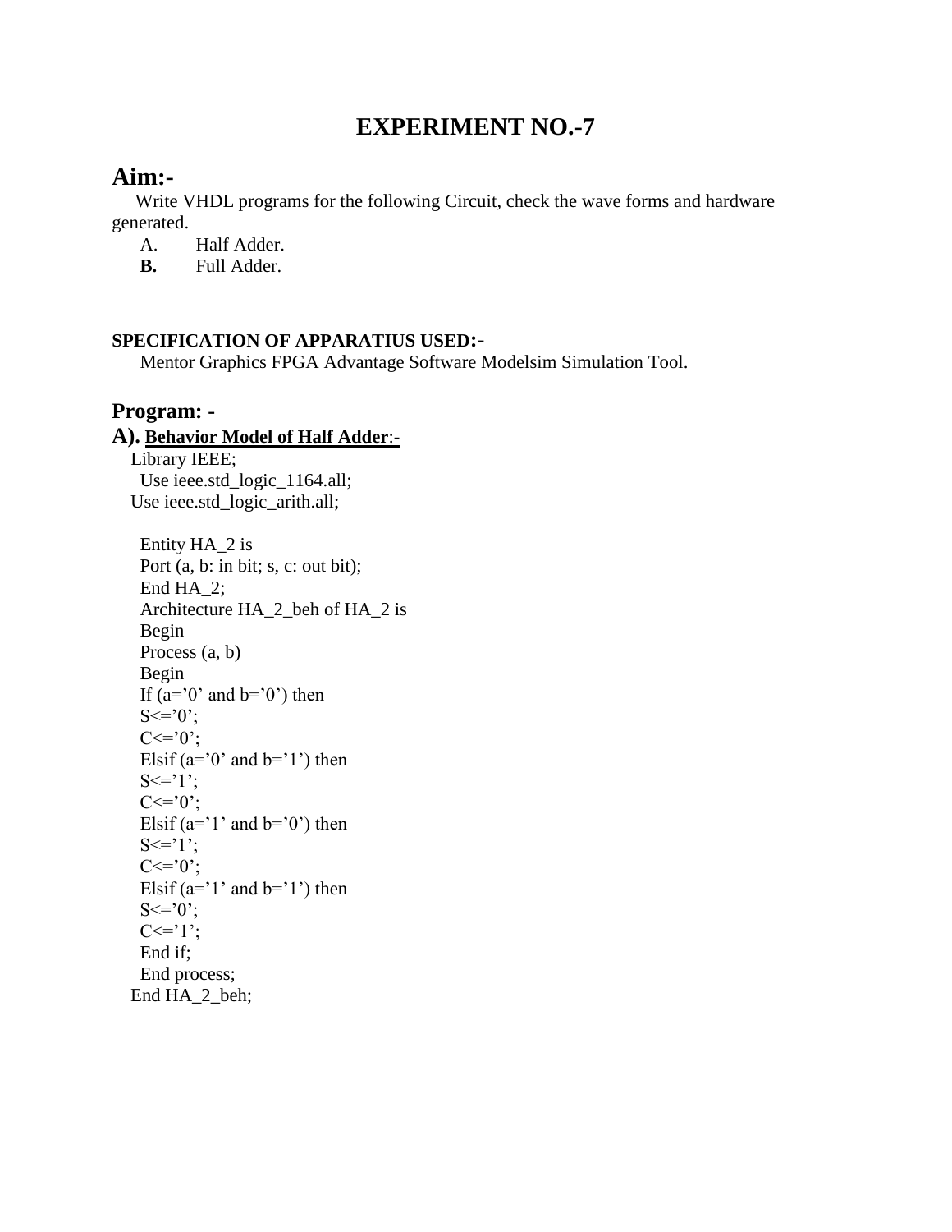# EXPERIMENT NO.-7

## Aim:-

Write VHDL programs for the following Circuit, check the wave forms and hardware generated.

A. Half Adder.
**B.** Full Adder.

### SPECIFICATION OF APPARATIUS USED:-

Mentor Graphics FPGA Advantage Software Modelsim Simulation Tool.

## Program: -

### A). <u>Behavior Model of Half Adder</u>:-

```
Library IEEE;
Use ieee.std_logic_1164.all;
Use ieee.std_logic_arith.all;

Entity HA_2 is
Port (a, b: in bit; s, c: out bit);
End HA_2;
Architecture HA_2_beh of HA_2 is
Begin
Process (a, b)
Begin
If (a='0' and b='0') then
S<='0';
C<='0';
Elsif (a='0' and b='1') then
S<='1';
C<='0';
Elsif (a='1' and b='0') then
S<='1';
C<='0';
Elsif (a='1' and b='1') then
S<='0';
C<='1';
End if;
End process;
End HA_2_beh;
```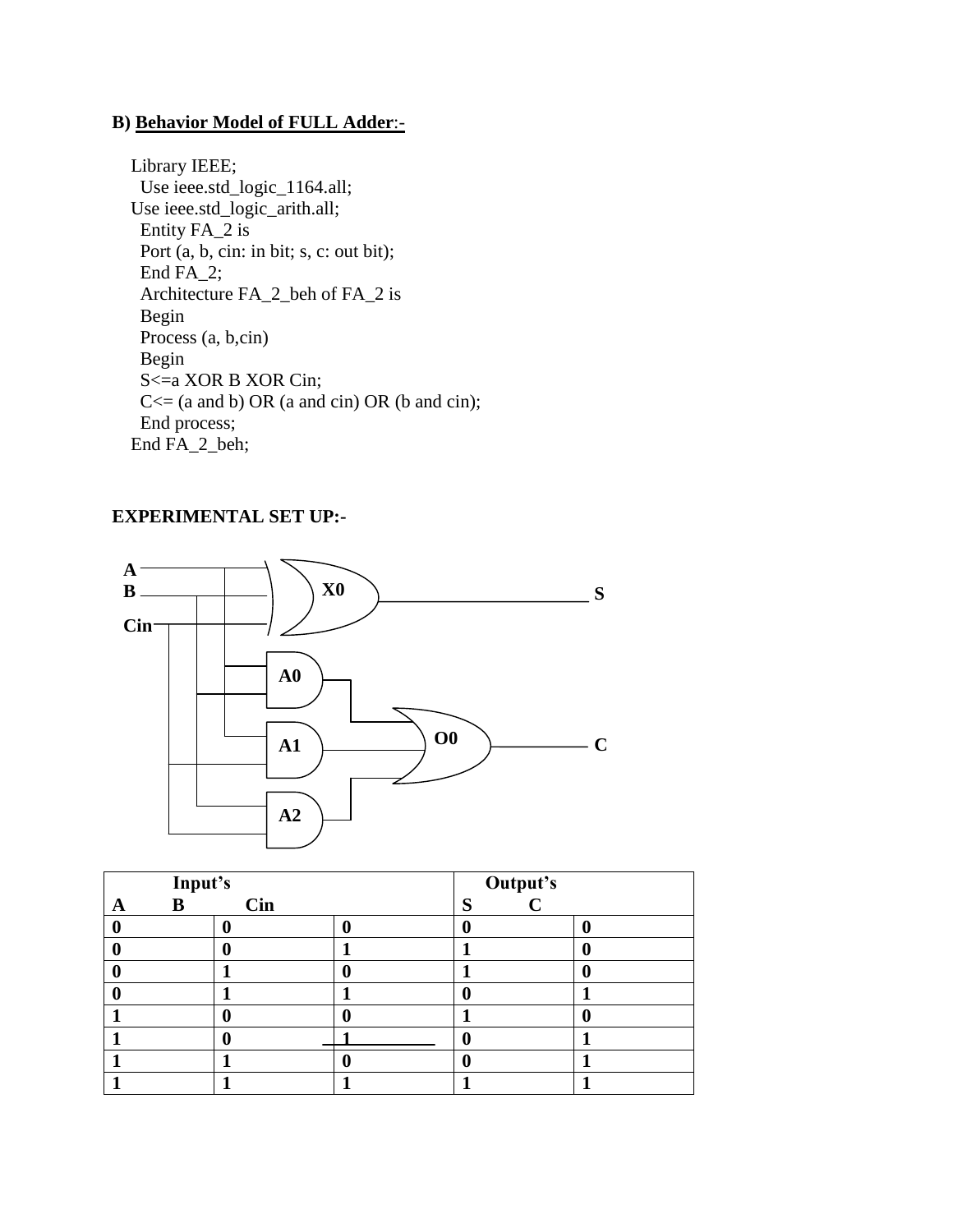**B) <u>Behavior Model of FULL Adder</u>:-**

```
Library IEEE;
 Use ieee.std_logic_1164.all;
Use ieee.std_logic_arith.all;
 Entity FA_2 is
 Port (a, b, cin: in bit; s, c: out bit);
 End FA_2;
 Architecture FA_2_beh of FA_2 is
 Begin
 Process (a, b,cin)
 Begin
 S<=a XOR B XOR Cin;
 C<= (a and b) OR (a and cin) OR (b and cin);
 End process;
End FA_2_beh;
```

**EXPERIMENTAL SET UP:-**

A
B
X0
S
Cin
A0
O0
A1
C
A2

| Input's | | | Output's | |
|---|---|---|---|---|
| **A** | **B** | **Cin** | **S** | **C** |
| **0** | **0** | **0** | **0** | **0** |
| **0** | **0** | **1** | **1** | **0** |
| **0** | **1** | **0** | **1** | **0** |
| **0** | **1** | **1** | **0** | **1** |
| **1** | **0** | **0** | **1** | **0** |
| **1** | **0** | **1** | **0** | **1** |
| **1** | **1** | **0** | **0** | **1** |
| **1** | **1** | **1** | **1** | **1** |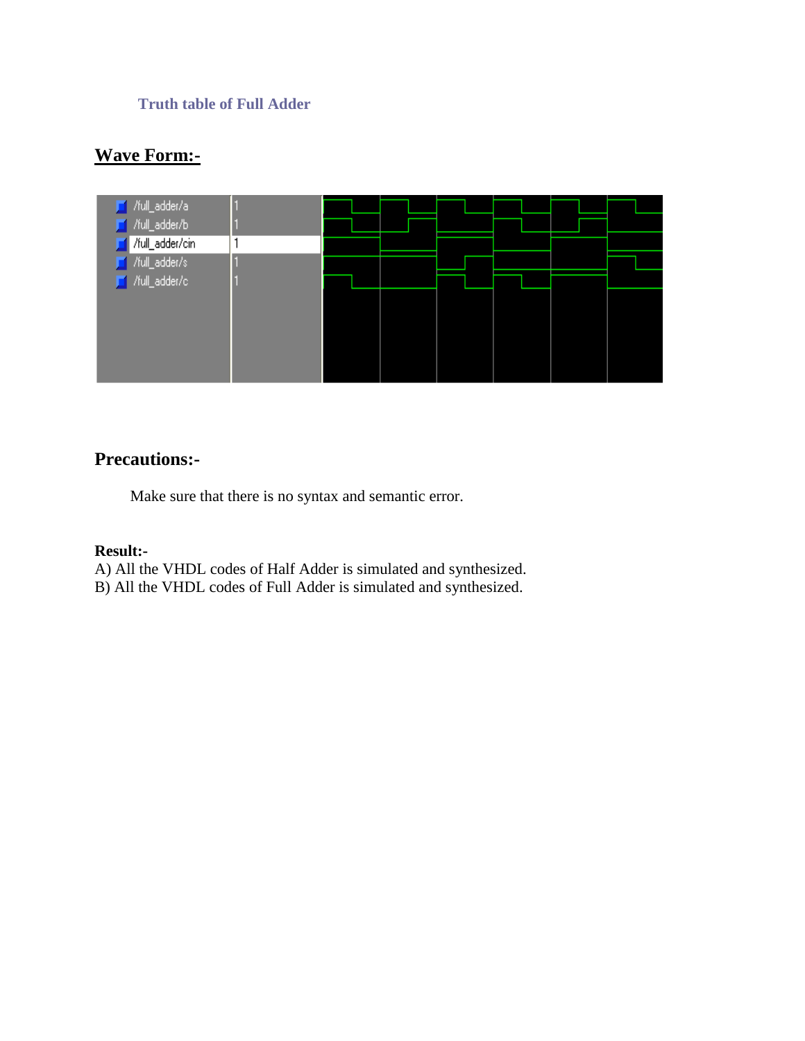**Truth table of Full Adder**

## Wave Form:-

## Precautions:-

Make sure that there is no syntax and semantic error.

**Result:-**

A) All the VHDL codes of Half Adder is simulated and synthesized.
B) All the VHDL codes of Full Adder is simulated and synthesized.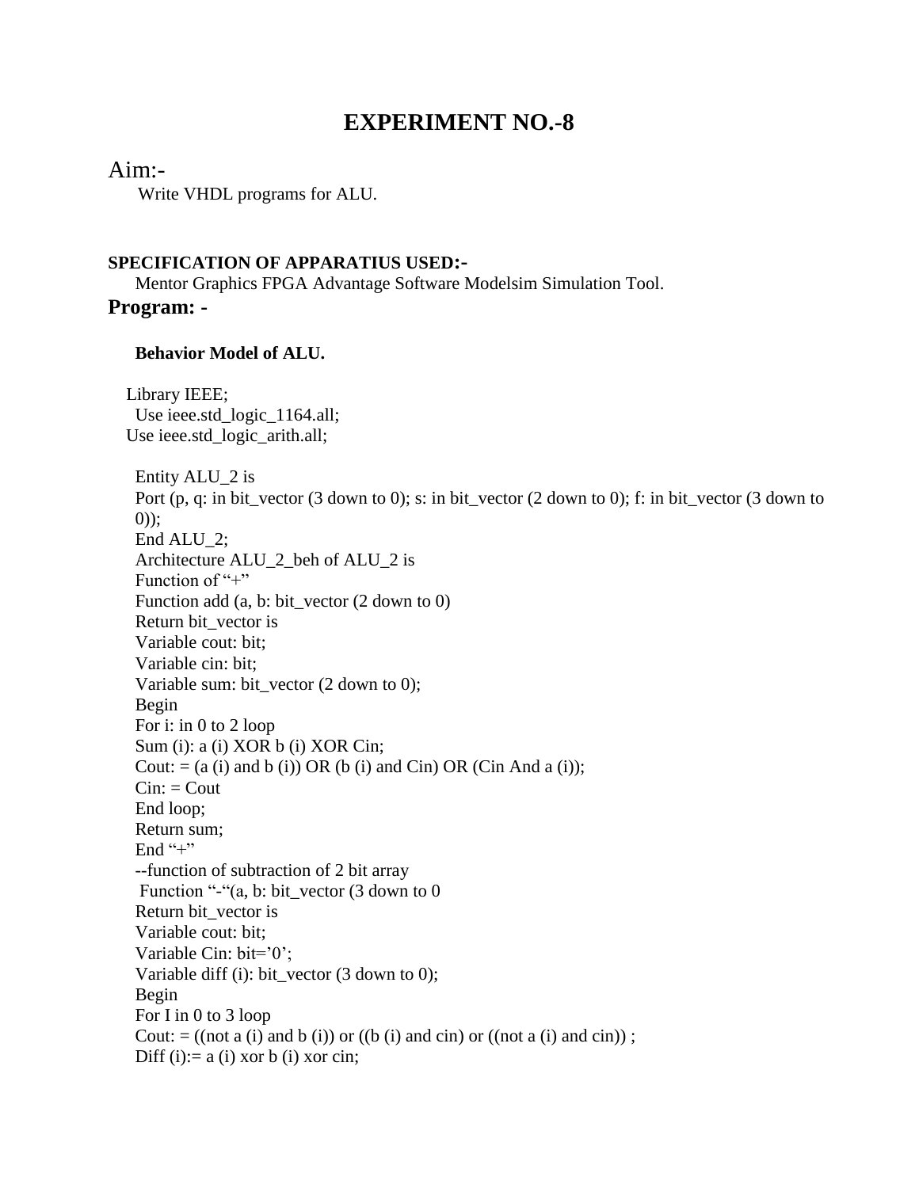# EXPERIMENT NO.-8

## Aim:-

Write VHDL programs for ALU.

**SPECIFICATION OF APPARATIUS USED:-**

Mentor Graphics FPGA Advantage Software Modelsim Simulation Tool.

## Program: -

**Behavior Model of ALU.**

```
Library IEEE;
Use ieee.std_logic_1164.all;
Use ieee.std_logic_arith.all;

Entity ALU_2 is
Port (p, q: in bit_vector (3 down to 0); s: in bit_vector (2 down to 0); f: in bit_vector (3 down to 0));
End ALU_2;
Architecture ALU_2_beh of ALU_2 is
Function of "+"
Function add (a, b: bit_vector (2 down to 0)
Return bit_vector is
Variable cout: bit;
Variable cin: bit;
Variable sum: bit_vector (2 down to 0);
Begin
For i: in 0 to 2 loop
Sum (i): a (i) XOR b (i) XOR Cin;
Cout: = (a (i) and b (i)) OR (b (i) and Cin) OR (Cin And a (i));
Cin: = Cout
End loop;
Return sum;
End "+"
--function of subtraction of 2 bit array
 Function "-"(a, b: bit_vector (3 down to 0
Return bit_vector is
Variable cout: bit;
Variable Cin: bit='0';
Variable diff (i): bit_vector (3 down to 0);
Begin
For I in 0 to 3 loop
Cout: = ((not a (i) and b (i)) or ((b (i) and cin) or ((not a (i) and cin)) ;
Diff (i):= a (i) xor b (i) xor cin;
```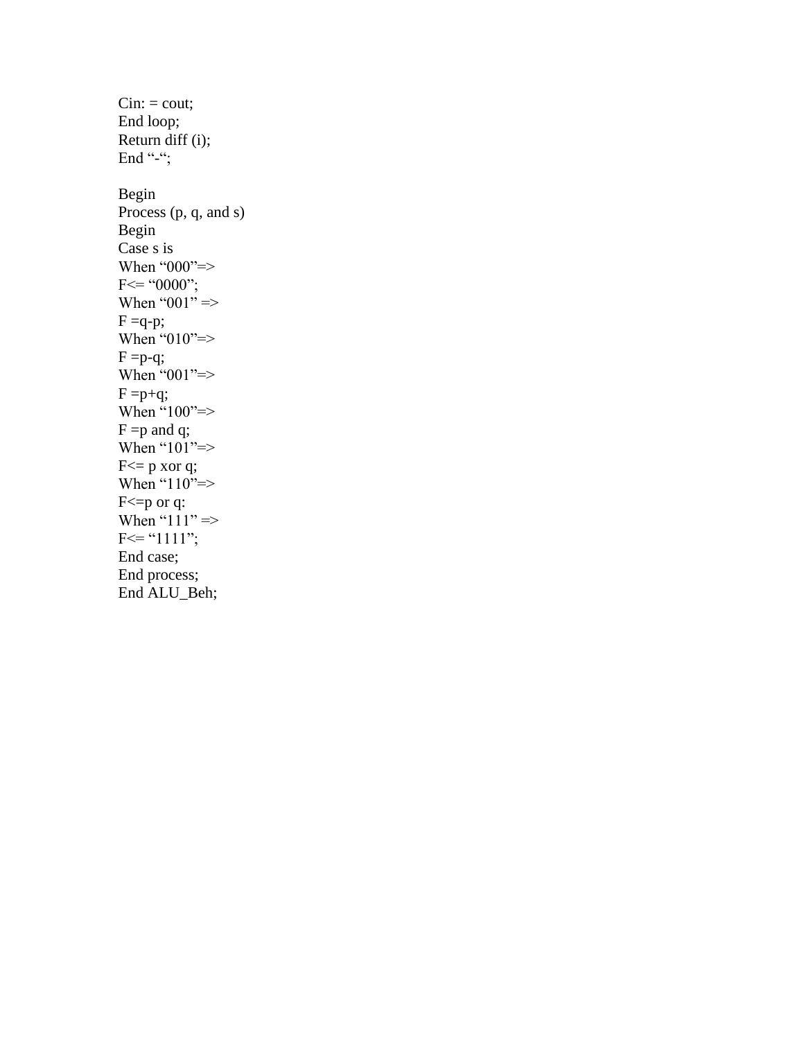```
Cin: = cout;
End loop;
Return diff (i);
End "-";

Begin
Process (p, q, and s)
Begin
Case s is
When "000"=>
F<= "0000";
When "001" =>
F =q-p;
When "010"=>
F =p-q;
When "001"=>
F =p+q;
When "100"=>
F =p and q;
When "101"=>
F<= p xor q;
When "110"=>
F<=p or q:
When "111" =>
F<= "1111";
End case;
End process;
End ALU_Beh;
```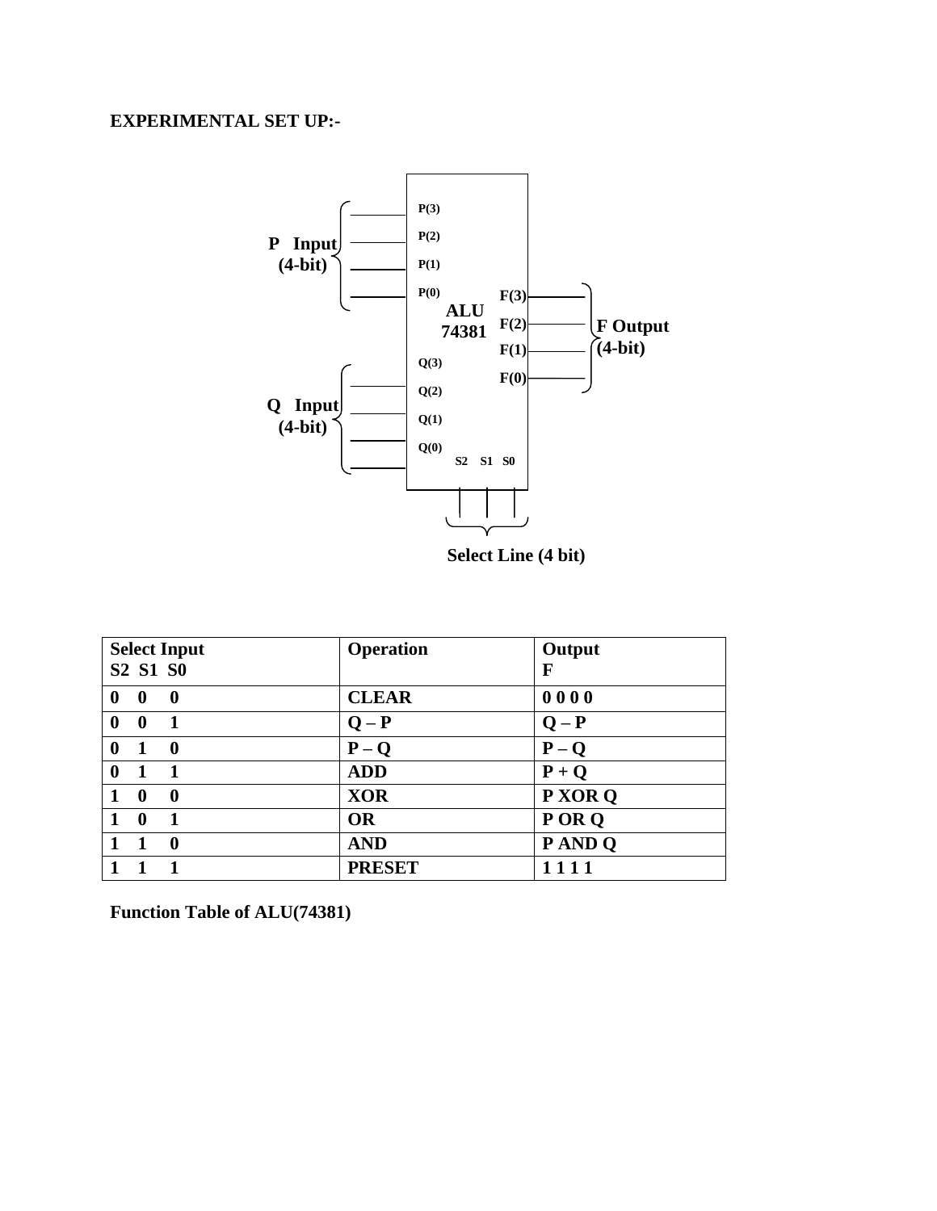**EXPERIMENTAL SET UP:-**

P Input (4-bit)

P(3)
P(2)
P(1)
P(0)

ALU
74381

Q Input (4-bit)

Q(3)
Q(2)
Q(1)
Q(0)

F(3)
F(2)
F(1)
F(0)

F Output (4-bit)

S2 S1 S0

Select Line (4 bit)

| Select Input<br>S2 S1 S0 | Operation | Output<br>F |
|---|---|---|
| 0 0 0 | CLEAR | 0 0 0 0 |
| 0 0 1 | Q – P | Q – P |
| 0 1 0 | P – Q | P – Q |
| 0 1 1 | ADD | P + Q |
| 1 0 0 | XOR | P XOR Q |
| 1 0 1 | OR | P OR Q |
| 1 1 0 | AND | P AND Q |
| 1 1 1 | PRESET | 1 1 1 1 |

**Function Table of ALU(74381)**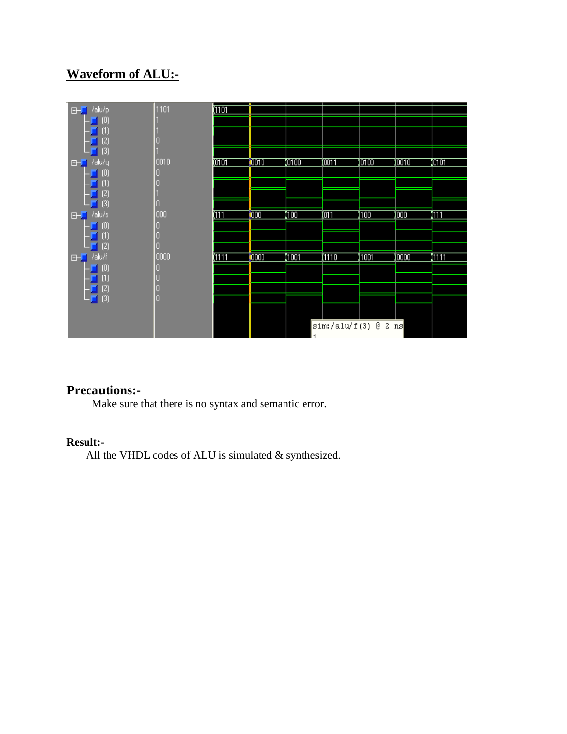## Waveform of ALU:-

## Precautions:-

Make sure that there is no syntax and semantic error.

### Result:-

All the VHDL codes of ALU is simulated & synthesized.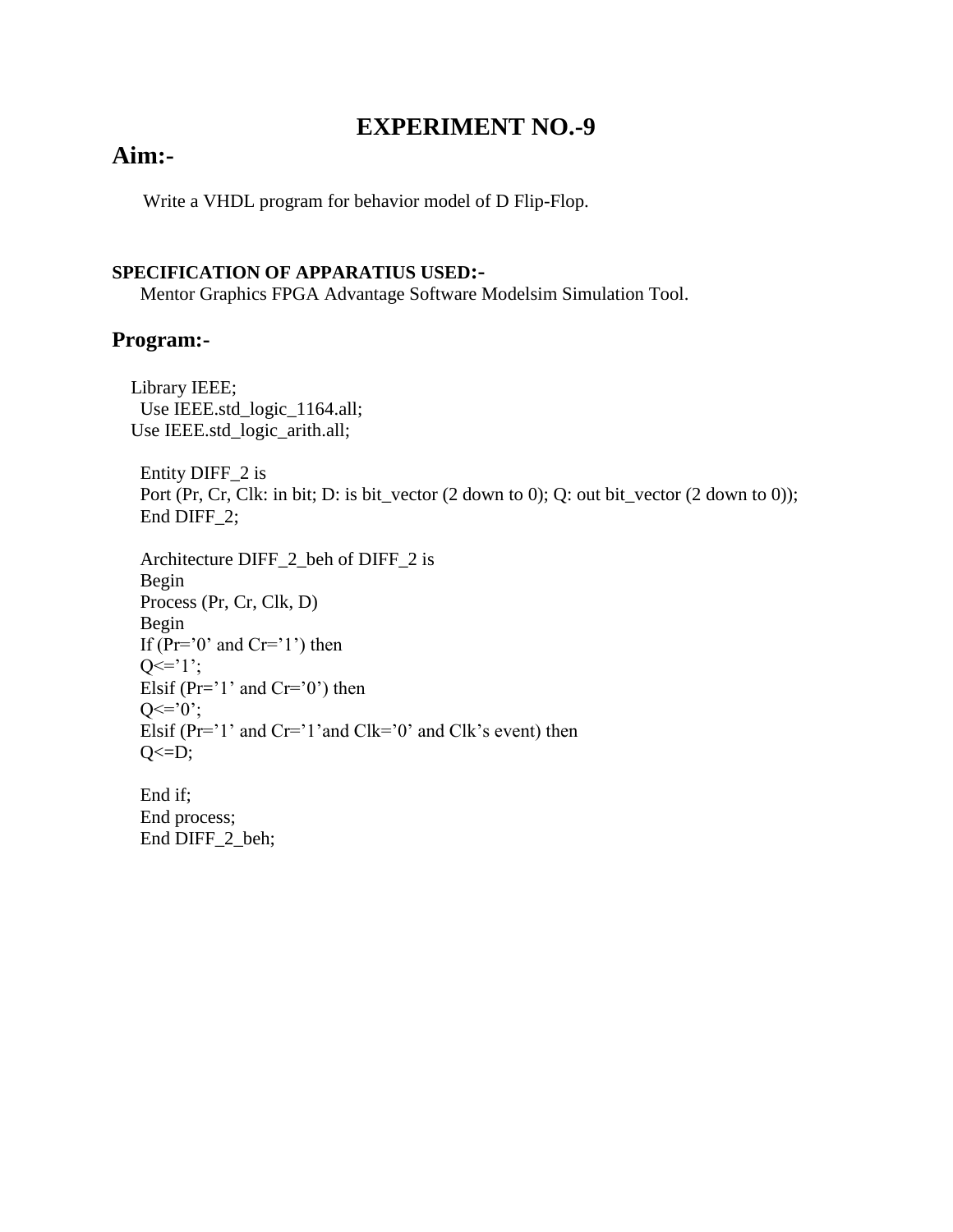# EXPERIMENT NO.-9

## Aim:-

Write a VHDL program for behavior model of D Flip-Flop.

**SPECIFICATION OF APPARATIUS USED:-**

Mentor Graphics FPGA Advantage Software Modelsim Simulation Tool.

## Program:-

```
Library IEEE;
Use IEEE.std_logic_1164.all;
Use IEEE.std_logic_arith.all;

Entity DIFF_2 is
Port (Pr, Cr, Clk: in bit; D: is bit_vector (2 down to 0); Q: out bit_vector (2 down to 0));
End DIFF_2;

Architecture DIFF_2_beh of DIFF_2 is
Begin
Process (Pr, Cr, Clk, D)
Begin
If (Pr='0' and Cr='1') then
Q<='1';
Elsif (Pr='1' and Cr='0') then
Q<='0';
Elsif (Pr='1' and Cr='1'and Clk='0' and Clk's event) then
Q<=D;

End if;
End process;
End DIFF_2_beh;
```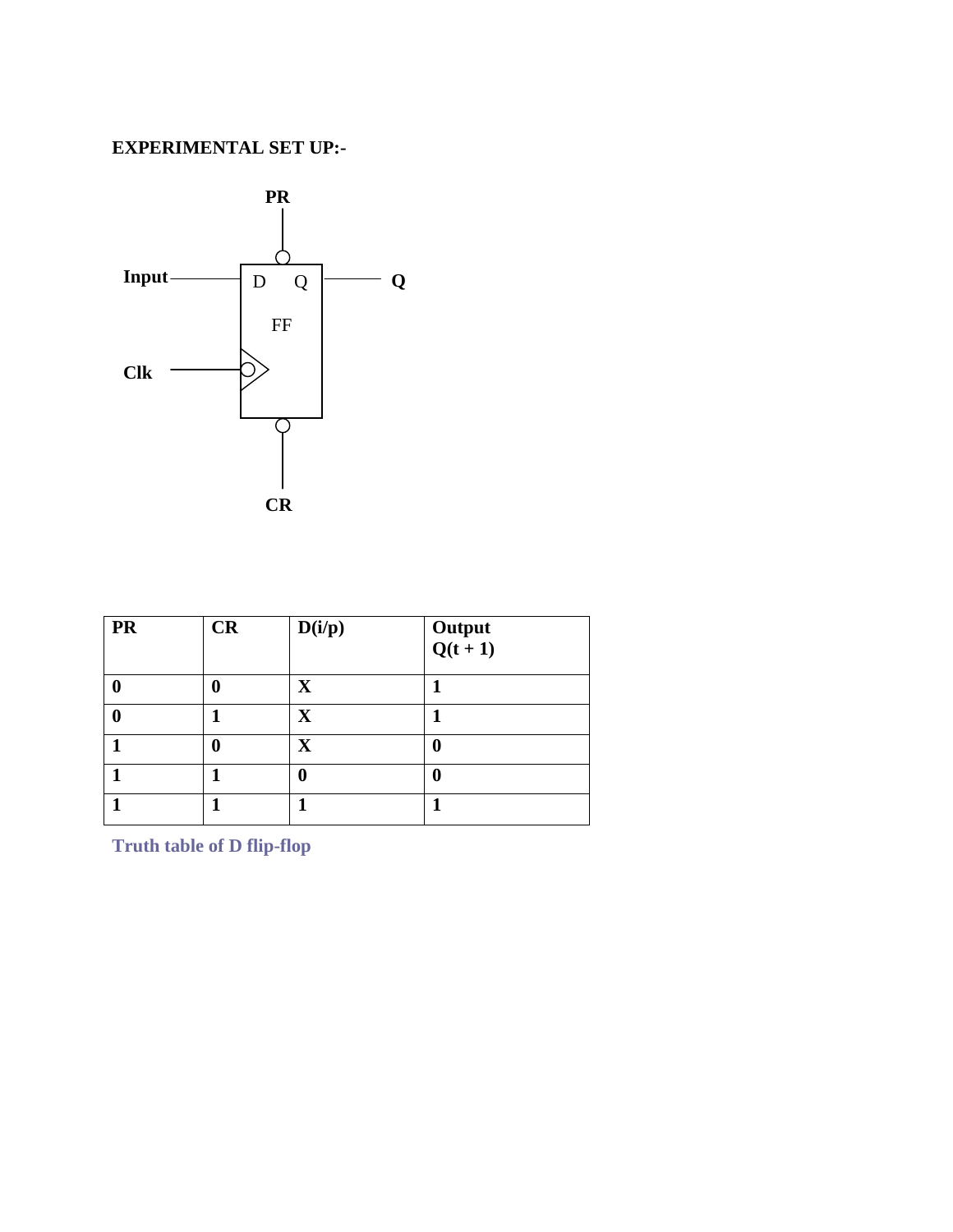**EXPERIMENTAL SET UP:-**

| PR | CR | D(i/p) | Output Q(t + 1) |
|---|---|---|---|
| 0 | 0 | X | 1 |
| 0 | 1 | X | 1 |
| 1 | 0 | X | 0 |
| 1 | 1 | 0 | 0 |
| 1 | 1 | 1 | 1 |

**Truth table of D flip-flop**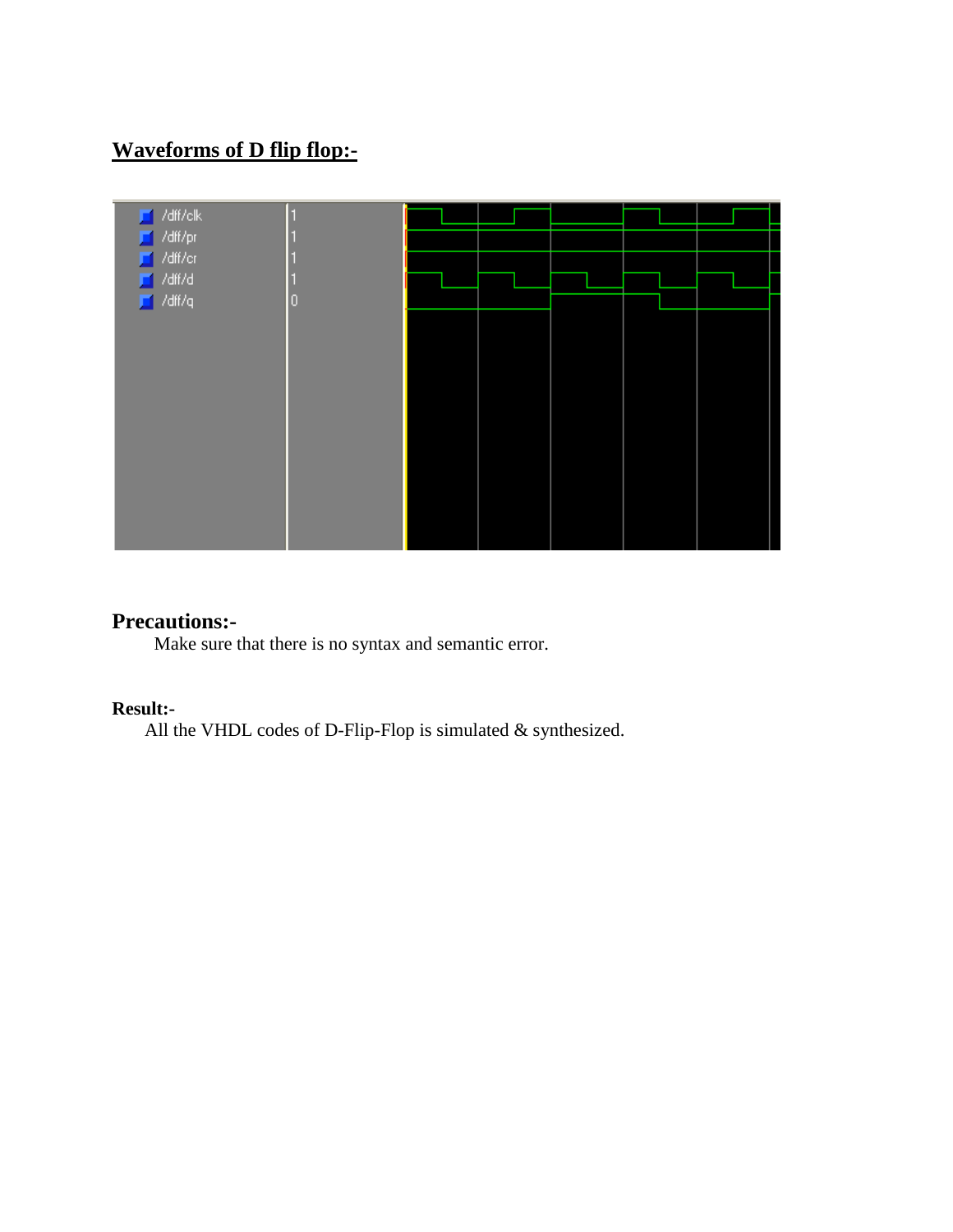## Waveforms of D flip flop:-

### Precautions:-

Make sure that there is no syntax and semantic error.

**Result:-**

All the VHDL codes of D-Flip-Flop is simulated & synthesized.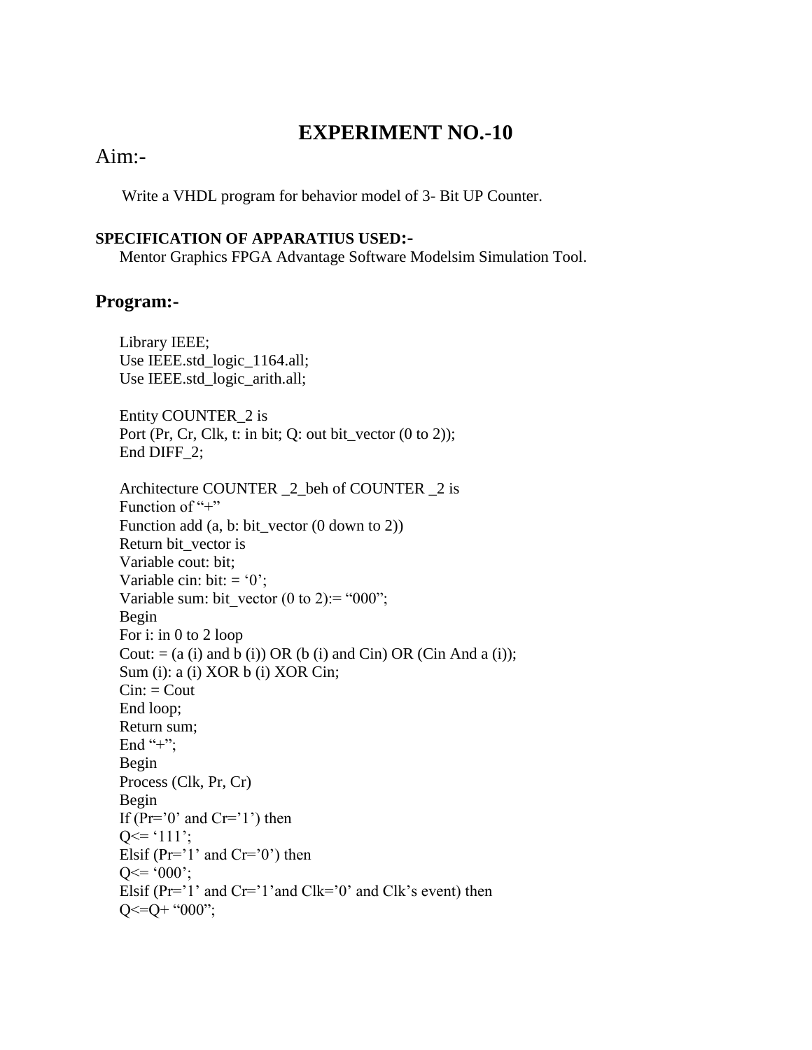# EXPERIMENT NO.-10

## Aim:-

Write a VHDL program for behavior model of 3- Bit UP Counter.

**SPECIFICATION OF APPARATIUS USED:-**

Mentor Graphics FPGA Advantage Software Modelsim Simulation Tool.

## Program:-

```
Library IEEE;
Use IEEE.std_logic_1164.all;
Use IEEE.std_logic_arith.all;

Entity COUNTER_2 is
Port (Pr, Cr, Clk, t: in bit; Q: out bit_vector (0 to 2));
End DIFF_2;

Architecture COUNTER _2_beh of COUNTER _2 is
Function of "+"
Function add (a, b: bit_vector (0 down to 2))
Return bit_vector is
Variable cout: bit;
Variable cin: bit: = '0';
Variable sum: bit_vector (0 to 2):= "000";
Begin
For i: in 0 to 2 loop
Cout: = (a (i) and b (i)) OR (b (i) and Cin) OR (Cin And a (i));
Sum (i): a (i) XOR b (i) XOR Cin;
Cin: = Cout
End loop;
Return sum;
End "+";
Begin
Process (Clk, Pr, Cr)
Begin
If (Pr='0' and Cr='1') then
Q<= '111';
Elsif (Pr='1' and Cr='0') then
Q<= '000';
Elsif (Pr='1' and Cr='1'and Clk='0' and Clk's event) then
Q<=Q+ "000";
```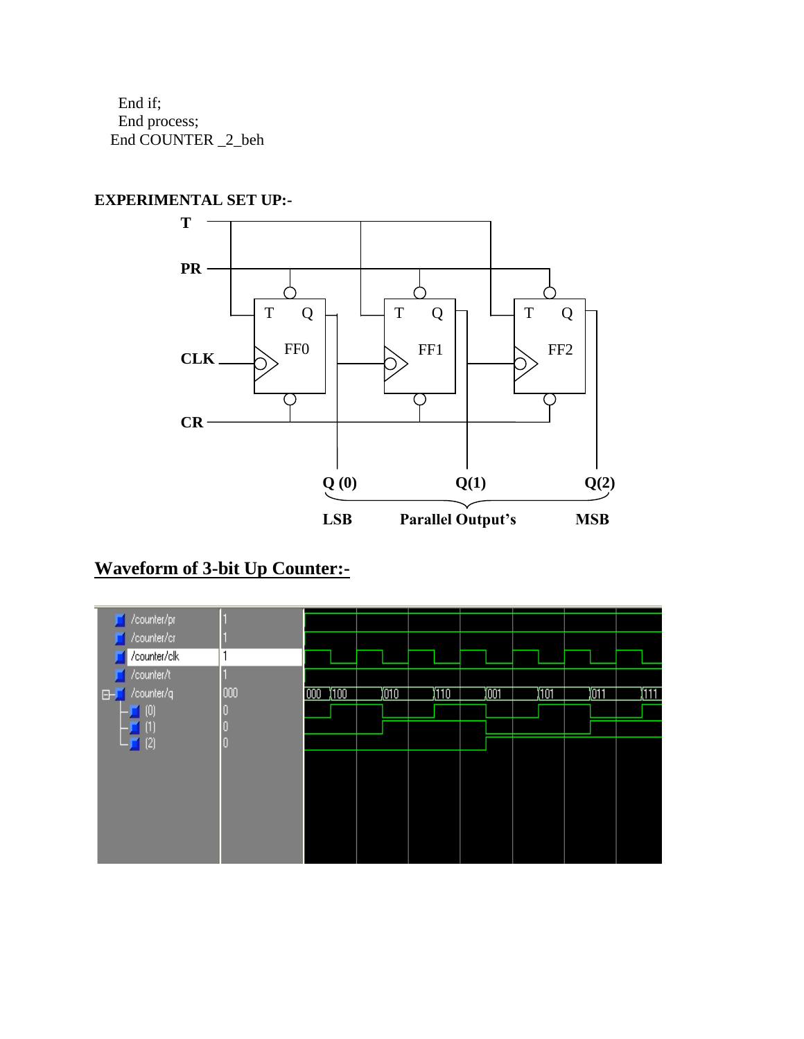```
    End if;
    End process;
  End COUNTER _2_beh
```

**EXPERIMENTAL SET UP:-**

**Waveform of 3-bit Up Counter:-**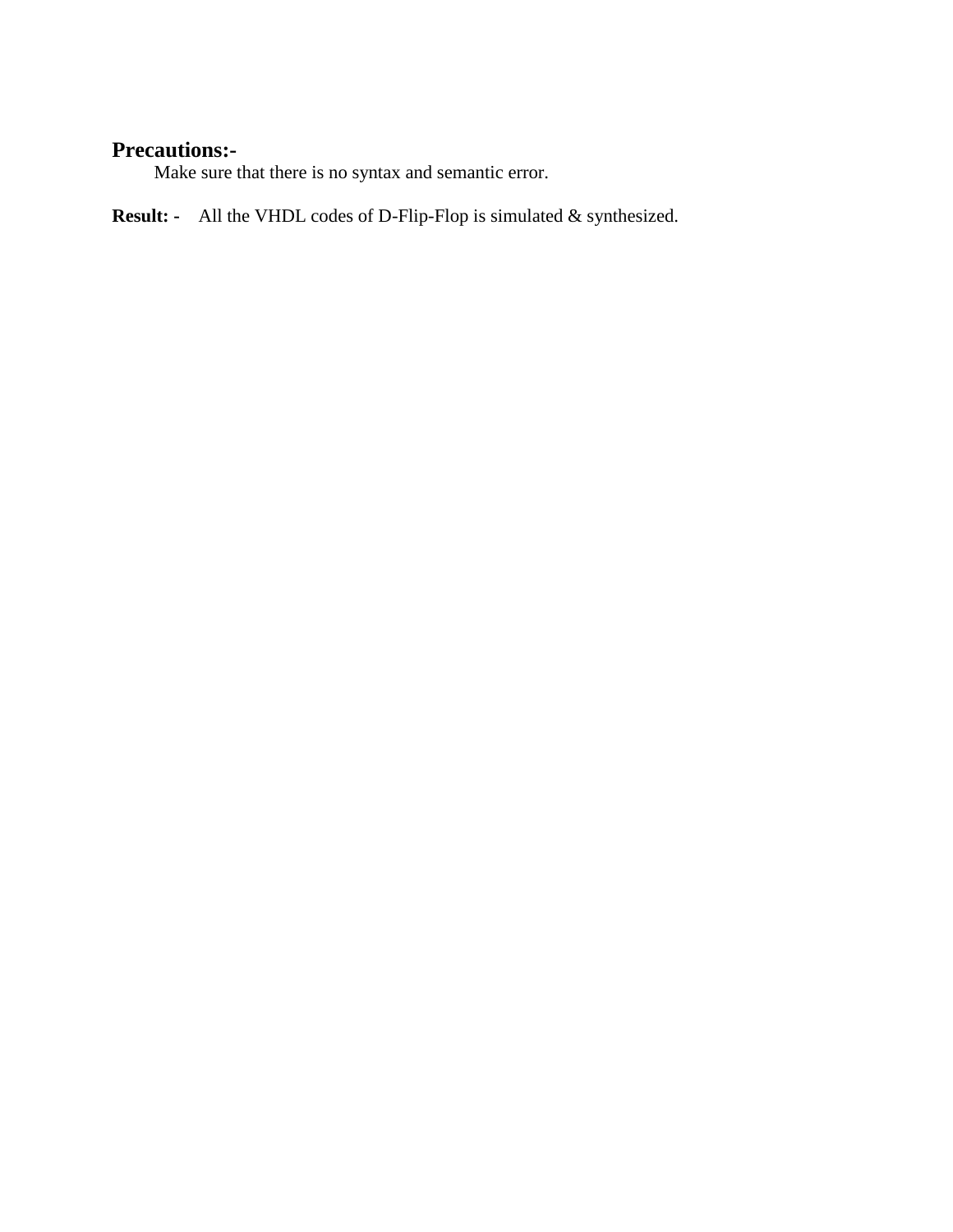**Precautions:-**

Make sure that there is no syntax and semantic error.

**Result: -** All the VHDL codes of D-Flip-Flop is simulated & synthesized.